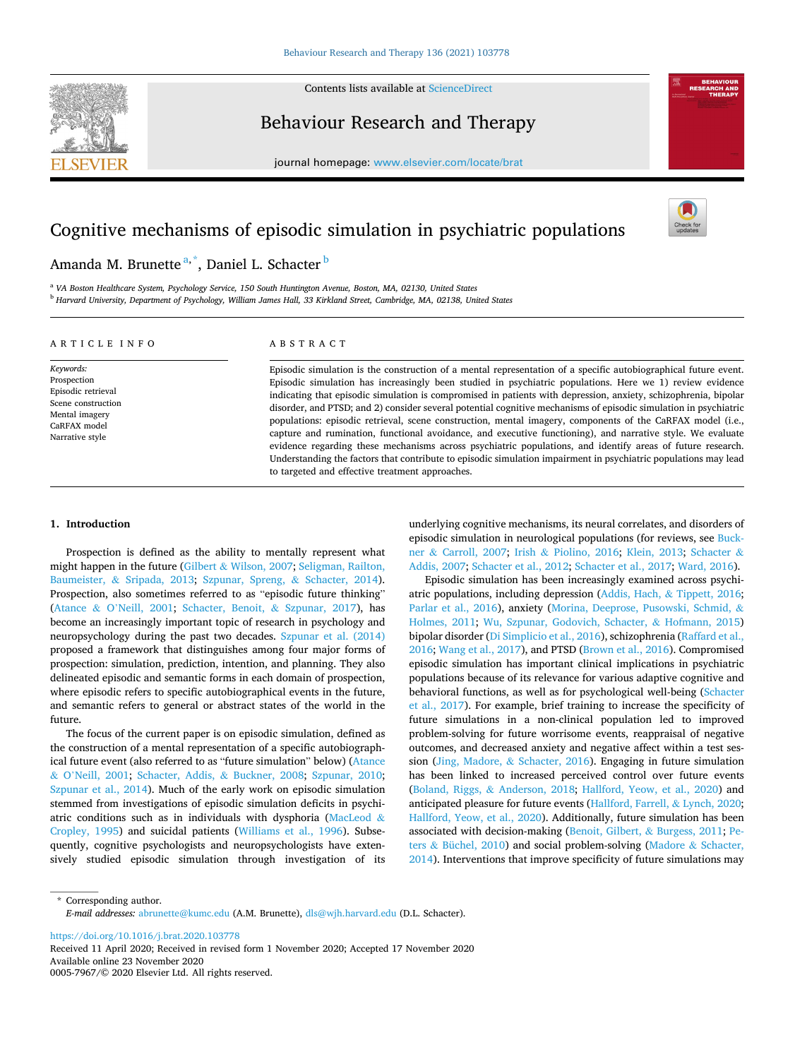# Cognitive mechanisms of episodic simulation in psychiatric populations

Amanda M. Brunette[a,*], Daniel L. Schacter[b]

[a] VA Boston Healthcare System, Psychology Service, 150 South Huntington Avenue, Boston, MA, 02130, United States
[b] Harvard University, Department of Psychology, William James Hall, 33 Kirkland Street, Cambridge, MA, 02138, United States

**ARTICLE INFO**

*Keywords:*
Prospection
Episodic retrieval
Scene construction
Mental imagery
CaRFAX model
Narrative style

**ABSTRACT**

Episodic simulation is the construction of a mental representation of a specific autobiographical future event. Episodic simulation has increasingly been studied in psychiatric populations. Here we 1) review evidence indicating that episodic simulation is compromised in patients with depression, anxiety, schizophrenia, bipolar disorder, and PTSD; and 2) consider several potential cognitive mechanisms of episodic simulation in psychiatric populations: episodic retrieval, scene construction, mental imagery, components of the CaRFAX model (i.e., capture and rumination, functional avoidance, and executive functioning), and narrative style. We evaluate evidence regarding these mechanisms across psychiatric populations, and identify areas of future research. Understanding the factors that contribute to episodic simulation impairment in psychiatric populations may lead to targeted and effective treatment approaches.

## 1. Introduction

Prospection is defined as the ability to mentally represent what might happen in the future (Gilbert & Wilson, 2007; Seligman, Railton, Baumeister, & Sripada, 2013; Szpunar, Spreng, & Schacter, 2014). Prospection, also sometimes referred to as "episodic future thinking" (Atance & O'Neill, 2001; Schacter, Benoit, & Szpunar, 2017), has become an increasingly important topic of research in psychology and neuropsychology during the past two decades. Szpunar et al. (2014) proposed a framework that distinguishes among four major forms of prospection: simulation, prediction, intention, and planning. They also delineated episodic and semantic forms in each domain of prospection, where episodic refers to specific autobiographical events in the future, and semantic refers to general or abstract states of the world in the future.

The focus of the current paper is on episodic simulation, defined as the construction of a mental representation of a specific autobiographical future event (also referred to as "future simulation" below) (Atance & O'Neill, 2001; Schacter, Addis, & Buckner, 2008; Szpunar, 2010; Szpunar et al., 2014). Much of the early work on episodic simulation stemmed from investigations of episodic simulation deficits in psychiatric conditions such as in individuals with dysphoria (MacLeod & Cropley, 1995) and suicidal patients (Williams et al., 1996). Subsequently, cognitive psychologists and neuropsychologists have extensively studied episodic simulation through investigation of its underlying cognitive mechanisms, its neural correlates, and disorders of episodic simulation in neurological populations (for reviews, see Buckner & Carroll, 2007; Irish & Piolino, 2016; Klein, 2013; Schacter & Addis, 2007; Schacter et al., 2012; Schacter et al., 2017; Ward, 2016).

Episodic simulation has been increasingly examined across psychiatric populations, including depression (Addis, Hach, & Tippett, 2016; Parlar et al., 2016), anxiety (Morina, Deeprose, Pusowski, Schmid, & Holmes, 2011; Wu, Szpunar, Godovich, Schacter, & Hofmann, 2015) bipolar disorder (Di Simplicio et al., 2016), schizophrenia (Raffard et al., 2016; Wang et al., 2017), and PTSD (Brown et al., 2016). Compromised episodic simulation has important clinical implications in psychiatric populations because of its relevance for various adaptive cognitive and behavioral functions, as well as for psychological well-being (Schacter et al., 2017). For example, brief training to increase the specificity of future simulations in a non-clinical population led to improved problem-solving for future worrisome events, reappraisal of negative outcomes, and decreased anxiety and negative affect within a test session (Jing, Madore, & Schacter, 2016). Engaging in future simulation has been linked to increased perceived control over future events (Boland, Riggs, & Anderson, 2018; Hallford, Yeow, et al., 2020) and anticipated pleasure for future events (Hallford, Farrell, & Lynch, 2020; Hallford, Yeow, et al., 2020). Additionally, future simulation has been associated with decision-making (Benoit, Gilbert, & Burgess, 2011; Peters & Büchel, 2010) and social problem-solving (Madore & Schacter, 2014). Interventions that improve specificity of future simulations may

* Corresponding author.
*E-mail addresses:* abrunette@kumc.edu (A.M. Brunette), dls@wjh.harvard.edu (D.L. Schacter).

https://doi.org/10.1016/j.brat.2020.103778
Received 11 April 2020; Received in revised form 1 November 2020; Accepted 17 November 2020
Available online 23 November 2020
0005-7967/© 2020 Elsevier Ltd. All rights reserved.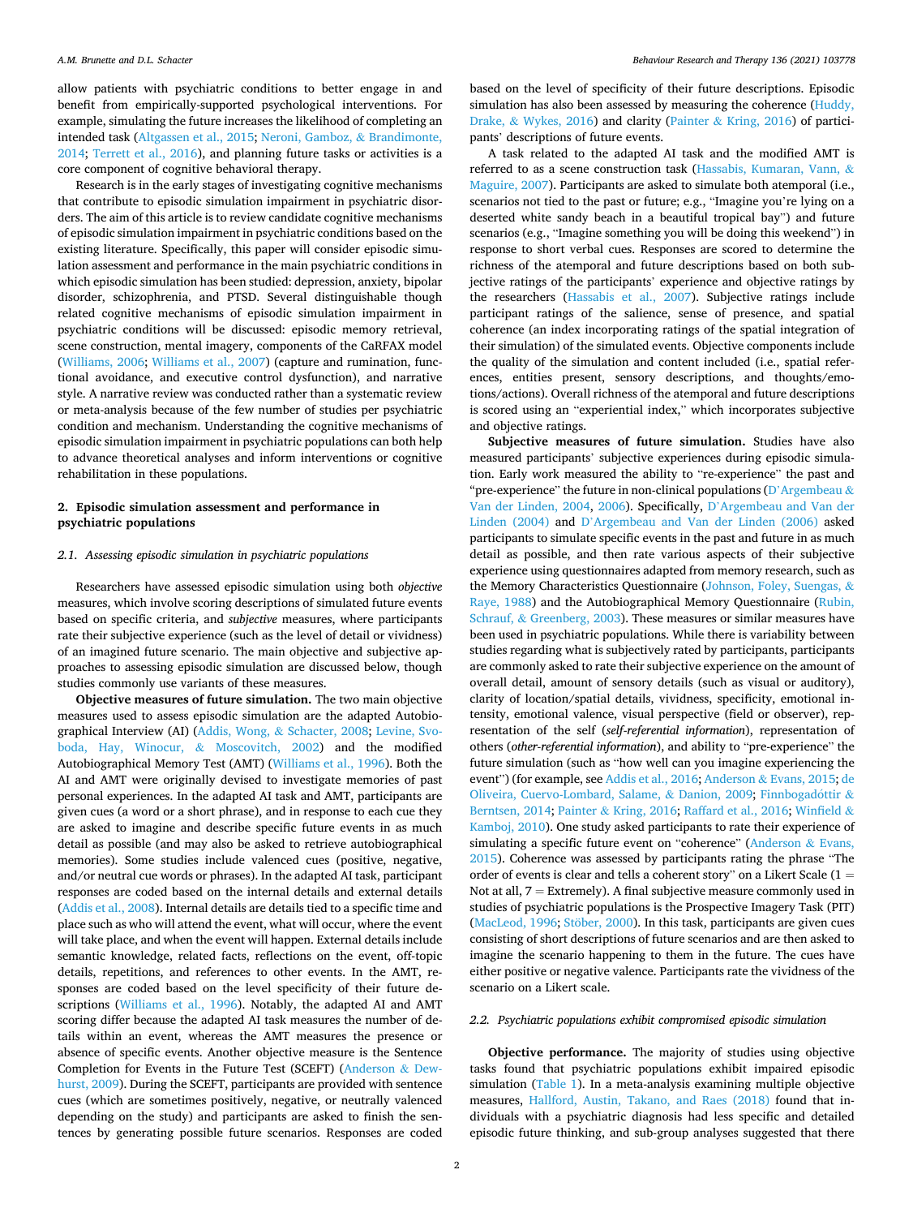allow patients with psychiatric conditions to better engage in and benefit from empirically-supported psychological interventions. For example, simulating the future increases the likelihood of completing an intended task (Altgassen et al., 2015; Neroni, Gamboz, & Brandimonte, 2014; Terrett et al., 2016), and planning future tasks or activities is a core component of cognitive behavioral therapy.

Research is in the early stages of investigating cognitive mechanisms that contribute to episodic simulation impairment in psychiatric disorders. The aim of this article is to review candidate cognitive mechanisms of episodic simulation impairment in psychiatric conditions based on the existing literature. Specifically, this paper will consider episodic simulation assessment and performance in the main psychiatric conditions in which episodic simulation has been studied: depression, anxiety, bipolar disorder, schizophrenia, and PTSD. Several distinguishable though related cognitive mechanisms of episodic simulation impairment in psychiatric conditions will be discussed: episodic memory retrieval, scene construction, mental imagery, components of the CaRFAX model (Williams, 2006; Williams et al., 2007) (capture and rumination, functional avoidance, and executive control dysfunction), and narrative style. A narrative review was conducted rather than a systematic review or meta-analysis because of the few number of studies per psychiatric condition and mechanism. Understanding the cognitive mechanisms of episodic simulation impairment in psychiatric populations can both help to advance theoretical analyses and inform interventions or cognitive rehabilitation in these populations.

## 2. Episodic simulation assessment and performance in psychiatric populations

### 2.1. Assessing episodic simulation in psychiatric populations

Researchers have assessed episodic simulation using both *objective* measures, which involve scoring descriptions of simulated future events based on specific criteria, and *subjective* measures, where participants rate their subjective experience (such as the level of detail or vividness) of an imagined future scenario. The main objective and subjective approaches to assessing episodic simulation are discussed below, though studies commonly use variants of these measures.

**Objective measures of future simulation.** The two main objective measures used to assess episodic simulation are the adapted Autobiographical Interview (AI) (Addis, Wong, & Schacter, 2008; Levine, Svoboda, Hay, Winocur, & Moscovitch, 2002) and the modified Autobiographical Memory Test (AMT) (Williams et al., 1996). Both the AI and AMT were originally devised to investigate memories of past personal experiences. In the adapted AI task and AMT, participants are given cues (a word or a short phrase), and in response to each cue they are asked to imagine and describe specific future events in as much detail as possible (and may also be asked to retrieve autobiographical memories). Some studies include valenced cues (positive, negative, and/or neutral cue words or phrases). In the adapted AI task, participant responses are coded based on the internal details and external details (Addis et al., 2008). Internal details are details tied to a specific time and place such as who will attend the event, what will occur, where the event will take place, and when the event will happen. External details include semantic knowledge, related facts, reflections on the event, off-topic details, repetitions, and references to other events. In the AMT, responses are coded based on the level specificity of their future descriptions (Williams et al., 1996). Notably, the adapted AI and AMT scoring differ because the adapted AI task measures the number of details within an event, whereas the AMT measures the presence or absence of specific events. Another objective measure is the Sentence Completion for Events in the Future Test (SCEFT) (Anderson & Dewhurst, 2009). During the SCEFT, participants are provided with sentence cues (which are sometimes positively, negative, or neutrally valenced depending on the study) and participants are asked to finish the sentences by generating possible future scenarios. Responses are coded based on the level of specificity of their future descriptions. Episodic simulation has also been assessed by measuring the coherence (Huddy, Drake, & Wykes, 2016) and clarity (Painter & Kring, 2016) of participants' descriptions of future events.

A task related to the adapted AI task and the modified AMT is referred to as a scene construction task (Hassabis, Kumaran, Vann, & Maguire, 2007). Participants are asked to simulate both atemporal (i.e., scenarios not tied to the past or future; e.g., "Imagine you're lying on a deserted white sandy beach in a beautiful tropical bay") and future scenarios (e.g., "Imagine something you will be doing this weekend") in response to short verbal cues. Responses are scored to determine the richness of the atemporal and future descriptions based on both subjective ratings of the participants' experience and objective ratings by the researchers (Hassabis et al., 2007). Subjective ratings include participant ratings of the salience, sense of presence, and spatial coherence (an index incorporating ratings of the spatial integration of their simulation) of the simulated events. Objective components include the quality of the simulation and content included (i.e., spatial references, entities present, sensory descriptions, and thoughts/emotions/actions). Overall richness of the atemporal and future descriptions is scored using an "experiential index," which incorporates subjective and objective ratings.

**Subjective measures of future simulation.** Studies have also measured participants' subjective experiences during episodic simulation. Early work measured the ability to "re-experience" the past and "pre-experience" the future in non-clinical populations (D'Argembeau & Van der Linden, 2004, 2006). Specifically, D'Argembeau and Van der Linden (2004) and D'Argembeau and Van der Linden (2006) asked participants to simulate specific events in the past and future in as much detail as possible, and then rate various aspects of their subjective experience using questionnaires adapted from memory research, such as the Memory Characteristics Questionnaire (Johnson, Foley, Suengas, & Raye, 1988) and the Autobiographical Memory Questionnaire (Rubin, Schrauf, & Greenberg, 2003). These measures or similar measures have been used in psychiatric populations. While there is variability between studies regarding what is subjectively rated by participants, participants are commonly asked to rate their subjective experience on the amount of overall detail, amount of sensory details (such as visual or auditory), clarity of location/spatial details, vividness, specificity, emotional intensity, emotional valence, visual perspective (field or observer), representation of the self (*self-referential information*), representation of others (*other-referential information*), and ability to "pre-experience" the future simulation (such as "how well can you imagine experiencing the event") (for example, see Addis et al., 2016; Anderson & Evans, 2015; de Oliveira, Cuervo-Lombard, Salame, & Danion, 2009; Finnbogadóttir & Berntsen, 2014; Painter & Kring, 2016; Raffard et al., 2016; Winfield & Kamboj, 2010). One study asked participants to rate their experience of simulating a specific future event on "coherence" (Anderson & Evans, 2015). Coherence was assessed by participants rating the phrase "The order of events is clear and tells a coherent story" on a Likert Scale (1 = Not at all, 7 = Extremely). A final subjective measure commonly used in studies of psychiatric populations is the Prospective Imagery Task (PIT) (MacLeod, 1996; Stöber, 2000). In this task, participants are given cues consisting of short descriptions of future scenarios and are then asked to imagine the scenario happening to them in the future. The cues have either positive or negative valence. Participants rate the vividness of the scenario on a Likert scale.

### 2.2. Psychiatric populations exhibit compromised episodic simulation

**Objective performance.** The majority of studies using objective tasks found that psychiatric populations exhibit impaired episodic simulation (Table 1). In a meta-analysis examining multiple objective measures, Hallford, Austin, Takano, and Raes (2018) found that individuals with a psychiatric diagnosis had less specific and detailed episodic future thinking, and sub-group analyses suggested that there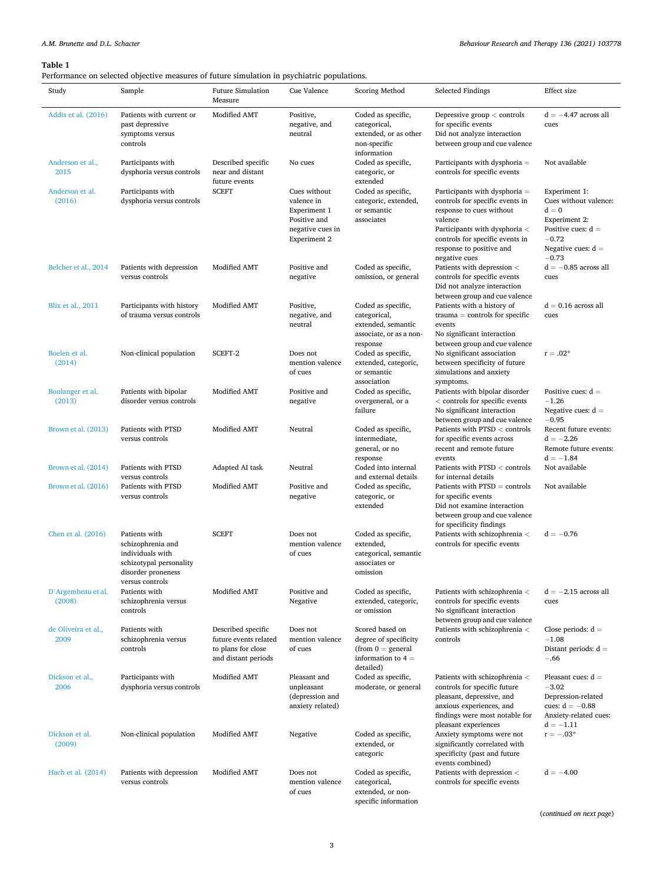**Table 1**
Performance on selected objective measures of future simulation in psychiatric populations.

| Study | Sample | Future Simulation Measure | Cue Valence | Scoring Method | Selected Findings | Effect size |
|---|---|---|---|---|---|---|
| Addis et al. (2016) | Patients with current or past depressive symptoms versus controls | Modified AMT | Positive, negative, and neutral | Coded as specific, categorical, extended, or as other non-specific information | Depressive group < controls for specific events<br>Did not analyze interaction between group and cue valence | d = −4.47 across all cues |
| Anderson et al., 2015 | Participants with dysphoria versus controls | Described specific near and distant future events | No cues | Coded as specific, categoric, or extended | Participants with dysphoria = controls for specific events | Not available |
| Anderson et al. (2016) | Participants with dysphoria versus controls | SCEFT | Cues without valence in Experiment 1<br>Positive and negative cues in Experiment 2 | Coded as specific, categoric, extended, or semantic associates | Participants with dysphoria = controls for specific events in response to cues without valence<br>Participants with dysphoria < controls for specific events in response to positive and negative cues | Experiment 1:<br>Cues without valence: d = 0<br>Experiment 2:<br>Positive cues: d = −0.72<br>Negative cues: d = −0.73 |
| Belcher et al., 2014 | Patients with depression versus controls | Modified AMT | Positive and negative | Coded as specific, omission, or general | Patients with depression < controls for specific events<br>Did not analyze interaction between group and cue valence | d = −0.85 across all cues |
| Blix et al., 2011 | Participants with history of trauma versus controls | Modified AMT | Positive, negative, and neutral | Coded as specific, categorical, extended, semantic associate, or as a non-response | Patients with a history of trauma = controls for specific events<br>No significant interaction between group and cue valence | d = 0.16 across all cues |
| Boelen et al. (2014) | Non-clinical population | SCEFT-2 | Does not mention valence of cues | Coded as specific, extended, categoric, or semantic association | No significant association between specificity of future simulations and anxiety symptoms. | r = .02* |
| Boulanger et al. (2013) | Patients with bipolar disorder versus controls | Modified AMT | Positive and negative | Coded as specific, overgeneral, or a failure | Patients with bipolar disorder < controls for specific events<br>No significant interaction between group and cue valence | Positive cues: d = −1.26<br>Negative cues: d = −0.95 |
| Brown et al. (2013) | Patients with PTSD versus controls | Modified AMT | Neutral | Coded as specific, intermediate, general, or no response | Patients with PTSD < controls for specific events across recent and remote future events | Recent future events: d = −2.26<br>Remote future events: d = −1.84 |
| Brown et al. (2014) | Patients with PTSD versus controls | Adapted AI task | Neutral | Coded into internal and external details | Patients with PTSD < controls for internal details | Not available |
| Brown et al. (2016) | Patients with PTSD versus controls | Modified AMT | Positive and negative | Coded as specific, categoric, or extended | Patients with PTSD = controls for specific events<br>Did not examine interaction between group and cue valence for specificity findings | Not available |
| Chen et al. (2016) | Patients with schizophrenia and individuals with schizotypal personality disorder proneness versus controls | SCEFT | Does not mention valence of cues | Coded as specific, extended, categorical, semantic associates or omission | Patients with schizophrenia < controls for specific events | d = −0.76 |
| D'Argembeau et al. (2008) | Patients with schizophrenia versus controls | Modified AMT | Positive and Negative | Coded as specific, extended, categoric, or omission | Patients with schizophrenia < controls for specific events<br>No significant interaction between group and cue valence | d = −2.15 across all cues |
| de Oliveira et al., 2009 | Patients with schizophrenia versus controls | Described specific future events related to plans for close and distant periods | Does not mention valence of cues | Scored based on degree of specificity (from 0 = general information to 4 = detailed) | Patients with schizophrenia < controls | Close periods: d = −1.08<br>Distant periods: d = −.66 |
| Dickson et al., 2006 | Participants with dysphoria versus controls | Modified AMT | Pleasant and unpleasant (depression and anxiety related) | Coded as specific, moderate, or general | Patients with schizophrenia < controls for specific future pleasant, depressive, and anxious experiences, and findings were most notable for pleasant experiences | Pleasant cues: d = −3.02<br>Depression-related cues: d = −0.88<br>Anxiety-related cues: d = −1.11 |
| Dickson et al. (2009) | Non-clinical population | Modified AMT | Negative | Coded as specific, extended, or categoric | Anxiety symptoms were not significantly correlated with specificity (past and future events combined) | r = −.03* |
| Hach et al. (2014) | Patients with depression versus controls | Modified AMT | Does not mention valence of cues | Coded as specific, categorical, extended, or non-specific information | Patients with depression < controls for specific events | d = −4.00 |

(*continued on next page*)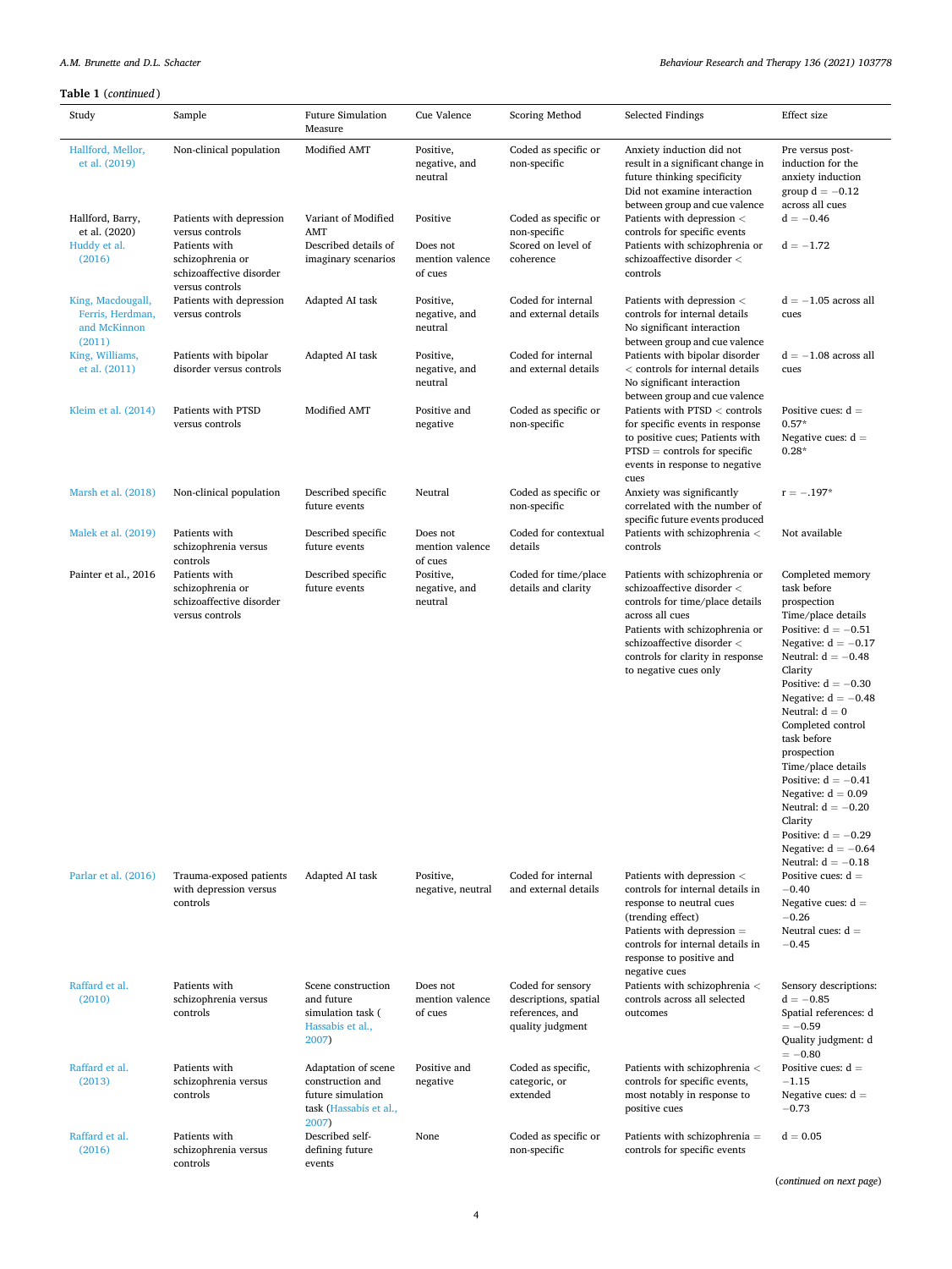**Table 1** (*continued*)

| Study | Sample | Future Simulation Measure | Cue Valence | Scoring Method | Selected Findings | Effect size |
|---|---|---|---|---|---|---|
| Hallford, Mellor, et al. (2019) | Non-clinical population | Modified AMT | Positive, negative, and neutral | Coded as specific or non-specific | Anxiety induction did not result in a significant change in future thinking specificity<br>Did not examine interaction between group and cue valence | Pre versus post-induction for the anxiety induction group d = −0.12 across all cues |
| Hallford, Barry, et al. (2020) | Patients with depression versus controls | Variant of Modified AMT | Positive | Coded as specific or non-specific | Patients with depression < controls for specific events | d = −0.46 |
| Huddy et al. (2016) | Patients with schizophrenia or schizoaffective disorder versus controls | Described details of imaginary scenarios | Does not mention valence of cues | Scored on level of coherence | Patients with schizophrenia or schizoaffective disorder < controls | d = −1.72 |
| King, Macdougall, Ferris, Herdman, and McKinnon (2011) | Patients with depression versus controls | Adapted AI task | Positive, negative, and neutral | Coded for internal and external details | Patients with depression < controls for internal details<br>No significant interaction between group and cue valence | d = −1.05 across all cues |
| King, Williams, et al. (2011) | Patients with bipolar disorder versus controls | Adapted AI task | Positive, negative, and neutral | Coded for internal and external details | Patients with bipolar disorder < controls for internal details<br>No significant interaction between group and cue valence | d = −1.08 across all cues |
| Kleim et al. (2014) | Patients with PTSD versus controls | Modified AMT | Positive and negative | Coded as specific or non-specific | Patients with PTSD < controls for specific events in response to positive cues; Patients with PTSD = controls for specific events in response to negative cues | Positive cues: d = 0.57*<br>Negative cues: d = 0.28* |
| Marsh et al. (2018) | Non-clinical population | Described specific future events | Neutral | Coded as specific or non-specific | Anxiety was significantly correlated with the number of specific future events produced | r = −.197* |
| Malek et al. (2019) | Patients with schizophrenia versus controls | Described specific future events | Does not mention valence of cues | Coded for contextual details | Patients with schizophrenia < controls | Not available |
| Painter et al., 2016 | Patients with schizophrenia or schizoaffective disorder versus controls | Described specific future events | Positive, negative, and neutral | Coded for time/place details and clarity | Patients with schizophrenia or schizoaffective disorder < controls for time/place details across all cues<br>Patients with schizophrenia or schizoaffective disorder < controls for clarity in response to negative cues only | Completed memory task before prospection<br>Time/place details<br>Positive: d = −0.51<br>Negative: d = −0.17<br>Neutral: d = −0.48<br>Clarity<br>Positive: d = −0.30<br>Negative: d = −0.48<br>Neutral: d = 0<br>Completed control task before prospection<br>Time/place details<br>Positive: d = −0.41<br>Negative: d = 0.09<br>Neutral: d = −0.20<br>Clarity<br>Positive: d = −0.29<br>Negative: d = −0.64<br>Neutral: d = −0.18 |
| Parlar et al. (2016) | Trauma-exposed patients with depression versus controls | Adapted AI task | Positive, negative, neutral | Coded for internal and external details | Patients with depression < controls for internal details in response to neutral cues (trending effect)<br>Patients with depression = controls for internal details in response to positive and negative cues | Positive cues: d = −0.40<br>Negative cues: d = −0.26<br>Neutral cues: d = −0.45 |
| Raffard et al. (2010) | Patients with schizophrenia versus controls | Scene construction and future simulation task (Hassabis et al., 2007) | Does not mention valence of cues | Coded for sensory descriptions, spatial references, and quality judgment | Patients with schizophrenia < controls across all selected outcomes | Sensory descriptions: d = −0.85<br>Spatial references: d = −0.59<br>Quality judgment: d = −0.80 |
| Raffard et al. (2013) | Patients with schizophrenia versus controls | Adaptation of scene construction and future simulation task (Hassabis et al., 2007) | Positive and negative | Coded as specific, categoric, or extended | Patients with schizophrenia < controls for specific events, most notably in response to positive cues | Positive cues: d = −1.15<br>Negative cues: d = −0.73 |
| Raffard et al. (2016) | Patients with schizophrenia versus controls | Described self-defining future events | None | Coded as specific or non-specific | Patients with schizophrenia = controls for specific events | d = 0.05 |

(*continued on next page*)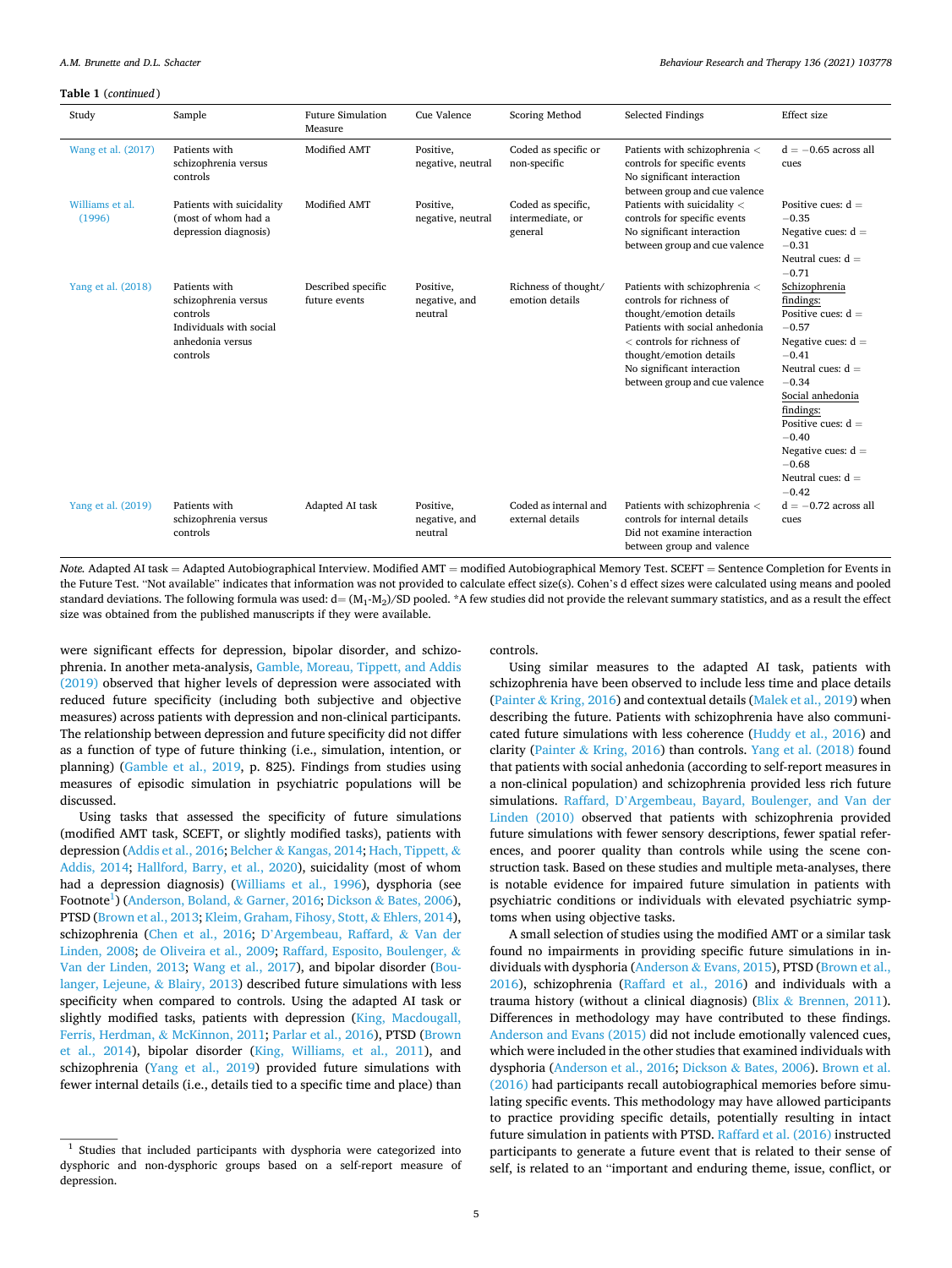**Table 1** (*continued*)

| Study | Sample | Future Simulation Measure | Cue Valence | Scoring Method | Selected Findings | Effect size |
|---|---|---|---|---|---|---|
| Wang et al. (2017) | Patients with schizophrenia versus controls | Modified AMT | Positive, negative, neutral | Coded as specific or non-specific | Patients with schizophrenia < controls for specific events<br>No significant interaction between group and cue valence | d = −0.65 across all cues |
| Williams et al. (1996) | Patients with suicidality (most of whom had a depression diagnosis) | Modified AMT | Positive, negative, neutral | Coded as specific, intermediate, or general | Patients with suicidality < controls for specific events<br>No significant interaction between group and cue valence | Positive cues: d = −0.35<br>Negative cues: d = −0.31<br>Neutral cues: d = −0.71 |
| Yang et al. (2018) | Patients with schizophrenia versus controls<br>Individuals with social anhedonia versus controls | Described specific future events | Positive, negative, and neutral | Richness of thought/emotion details | Patients with schizophrenia < controls for richness of thought/emotion details<br>Patients with social anhedonia < controls for richness of thought/emotion details<br>No significant interaction between group and cue valence | Schizophrenia findings:<br>Positive cues: d = −0.57<br>Negative cues: d = −0.41<br>Neutral cues: d = −0.34<br>Social anhedonia findings:<br>Positive cues: d = −0.40<br>Negative cues: d = −0.68<br>Neutral cues: d = −0.42 |
| Yang et al. (2019) | Patients with schizophrenia versus controls | Adapted AI task | Positive, negative, and neutral | Coded as internal and external details | Patients with schizophrenia < controls for internal details<br>Did not examine interaction between group and valence | d = −0.72 across all cues |

*Note.* Adapted AI task = Adapted Autobiographical Interview. Modified AMT = modified Autobiographical Memory Test. SCEFT = Sentence Completion for Events in the Future Test. "Not available" indicates that information was not provided to calculate effect size(s). Cohen's d effect sizes were calculated using means and pooled standard deviations. The following formula was used: d= $(M_1-M_2)$/SD pooled. *A few studies did not provide the relevant summary statistics, and as a result the effect size was obtained from the published manuscripts if they were available.

were significant effects for depression, bipolar disorder, and schizophrenia. In another meta-analysis, Gamble, Moreau, Tippett, and Addis (2019) observed that higher levels of depression were associated with reduced future specificity (including both subjective and objective measures) across patients with depression and non-clinical participants. The relationship between depression and future specificity did not differ as a function of type of future thinking (i.e., simulation, intention, or planning) (Gamble et al., 2019, p. 825). Findings from studies using measures of episodic simulation in psychiatric populations will be discussed.

Using tasks that assessed the specificity of future simulations (modified AMT task, SCEFT, or slightly modified tasks), patients with depression (Addis et al., 2016; Belcher & Kangas, 2014; Hach, Tippett, & Addis, 2014; Hallford, Barry, et al., 2020), suicidality (most of whom had a depression diagnosis) (Williams et al., 1996), dysphoria (see Footnote[1]) (Anderson, Boland, & Garner, 2016; Dickson & Bates, 2006), PTSD (Brown et al., 2013; Kleim, Graham, Fihosy, Stott, & Ehlers, 2014), schizophrenia (Chen et al., 2016; D'Argembeau, Raffard, & Van der Linden, 2008; de Oliveira et al., 2009; Raffard, Esposito, Boulenger, & Van der Linden, 2013; Wang et al., 2017), and bipolar disorder (Boulanger, Lejeune, & Blairy, 2013) described future simulations with less specificity when compared to controls. Using the adapted AI task or slightly modified tasks, patients with depression (King, Macdougall, Ferris, Herdman, & McKinnon, 2011; Parlar et al., 2016), PTSD (Brown et al., 2014), bipolar disorder (King, Williams, et al., 2011), and schizophrenia (Yang et al., 2019) provided future simulations with fewer internal details (i.e., details tied to a specific time and place) than controls.

Using similar measures to the adapted AI task, patients with schizophrenia have been observed to include less time and place details (Painter & Kring, 2016) and contextual details (Malek et al., 2019) when describing the future. Patients with schizophrenia have also communicated future simulations with less coherence (Huddy et al., 2016) and clarity (Painter & Kring, 2016) than controls. Yang et al. (2018) found that patients with social anhedonia (according to self-report measures in a non-clinical population) and schizophrenia provided less rich future simulations. Raffard, D'Argembeau, Bayard, Boulenger, and Van der Linden (2010) observed that patients with schizophrenia provided future simulations with fewer sensory descriptions, fewer spatial references, and poorer quality than controls while using the scene construction task. Based on these studies and multiple meta-analyses, there is notable evidence for impaired future simulation in patients with psychiatric conditions or individuals with elevated psychiatric symptoms when using objective tasks.

A small selection of studies using the modified AMT or a similar task found no impairments in providing specific future simulations in individuals with dysphoria (Anderson & Evans, 2015), PTSD (Brown et al., 2016), schizophrenia (Raffard et al., 2016) and individuals with a trauma history (without a clinical diagnosis) (Blix & Brennen, 2011). Differences in methodology may have contributed to these findings. Anderson and Evans (2015) did not include emotionally valenced cues, which were included in the other studies that examined individuals with dysphoria (Anderson et al., 2016; Dickson & Bates, 2006). Brown et al. (2016) had participants recall autobiographical memories before simulating specific events. This methodology may have allowed participants to practice providing specific details, potentially resulting in intact future simulation in patients with PTSD. Raffard et al. (2016) instructed participants to generate a future event that is related to their sense of self, is related to an "important and enduring theme, issue, conflict, or

[1] Studies that included participants with dysphoria were categorized into dysphoric and non-dysphoric groups based on a self-report measure of depression.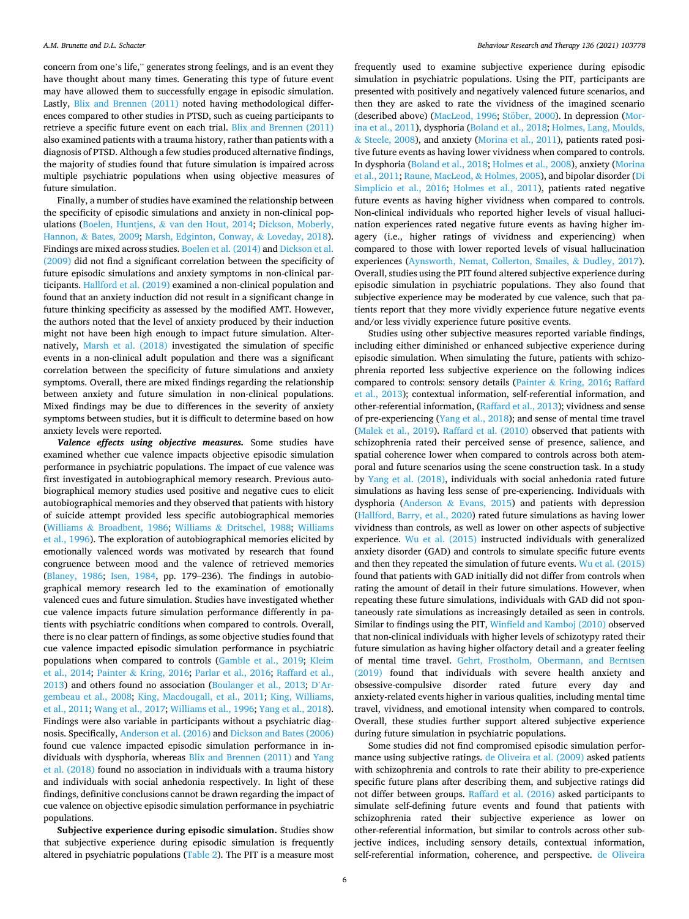concern from one's life," generates strong feelings, and is an event they have thought about many times. Generating this type of future event may have allowed them to successfully engage in episodic simulation. Lastly, Blix and Brennen (2011) noted having methodological differences compared to other studies in PTSD, such as cueing participants to retrieve a specific future event on each trial. Blix and Brennen (2011) also examined patients with a trauma history, rather than patients with a diagnosis of PTSD. Although a few studies produced alternative findings, the majority of studies found that future simulation is impaired across multiple psychiatric populations when using objective measures of future simulation.

Finally, a number of studies have examined the relationship between the specificity of episodic simulations and anxiety in non-clinical populations (Boelen, Huntjens, & van den Hout, 2014; Dickson, Moberly, Hannon, & Bates, 2009; Marsh, Edginton, Conway, & Loveday, 2018). Findings are mixed across studies. Boelen et al. (2014) and Dickson et al. (2009) did not find a significant correlation between the specificity of future episodic simulations and anxiety symptoms in non-clinical participants. Hallford et al. (2019) examined a non-clinical population and found that an anxiety induction did not result in a significant change in future thinking specificity as assessed by the modified AMT. However, the authors noted that the level of anxiety produced by their induction might not have been high enough to impact future simulation. Alternatively, Marsh et al. (2018) investigated the simulation of specific events in a non-clinical adult population and there was a significant correlation between the specificity of future simulations and anxiety symptoms. Overall, there are mixed findings regarding the relationship between anxiety and future simulation in non-clinical populations. Mixed findings may be due to differences in the severity of anxiety symptoms between studies, but it is difficult to determine based on how anxiety levels were reported.

***Valence effects using objective measures.*** Some studies have examined whether cue valence impacts objective episodic simulation performance in psychiatric populations. The impact of cue valence was first investigated in autobiographical memory research. Previous autobiographical memory studies used positive and negative cues to elicit autobiographical memories and they observed that patients with history of suicide attempt provided less specific autobiographical memories (Williams & Broadbent, 1986; Williams & Dritschel, 1988; Williams et al., 1996). The exploration of autobiographical memories elicited by emotionally valenced words was motivated by research that found congruence between mood and the valence of retrieved memories (Blaney, 1986; Isen, 1984, pp. 179–236). The findings in autobiographical memory research led to the examination of emotionally valenced cues and future simulation. Studies have investigated whether cue valence impacts future simulation performance differently in patients with psychiatric conditions when compared to controls. Overall, there is no clear pattern of findings, as some objective studies found that cue valence impacted episodic simulation performance in psychiatric populations when compared to controls (Gamble et al., 2019; Kleim et al., 2014; Painter & Kring, 2016; Parlar et al., 2016; Raffard et al., 2013) and others found no association (Boulanger et al., 2013; D'Argembeau et al., 2008; King, Macdougall, et al., 2011; King, Williams, et al., 2011; Wang et al., 2017; Williams et al., 1996; Yang et al., 2018). Findings were also variable in participants without a psychiatric diagnosis. Specifically, Anderson et al. (2016) and Dickson and Bates (2006) found cue valence impacted episodic simulation performance in individuals with dysphoria, whereas Blix and Brennen (2011) and Yang et al. (2018) found no association in individuals with a trauma history and individuals with social anhedonia respectively. In light of these findings, definitive conclusions cannot be drawn regarding the impact of cue valence on objective episodic simulation performance in psychiatric populations.

**Subjective experience during episodic simulation.** Studies show that subjective experience during episodic simulation is frequently altered in psychiatric populations (Table 2). The PIT is a measure most frequently used to examine subjective experience during episodic simulation in psychiatric populations. Using the PIT, participants are presented with positively and negatively valenced future scenarios, and then they are asked to rate the vividness of the imagined scenario (described above) (MacLeod, 1996; Stöber, 2000). In depression (Morina et al., 2011), dysphoria (Boland et al., 2018; Holmes, Lang, Moulds, & Steele, 2008), and anxiety (Morina et al., 2011), patients rated positive future events as having lower vividness when compared to controls. In dysphoria (Boland et al., 2018; Holmes et al., 2008), anxiety (Morina et al., 2011; Raune, MacLeod, & Holmes, 2005), and bipolar disorder (Di Simplicio et al., 2016; Holmes et al., 2011), patients rated negative future events as having higher vividness when compared to controls. Non-clinical individuals who reported higher levels of visual hallucination experiences rated negative future events as having higher imagery (i.e., higher ratings of vividness and experiencing) when compared to those with lower reported levels of visual hallucination experiences (Aynsworth, Nemat, Collerton, Smailes, & Dudley, 2017). Overall, studies using the PIT found altered subjective experience during episodic simulation in psychiatric populations. They also found that subjective experience may be moderated by cue valence, such that patients report that they more vividly experience future negative events and/or less vividly experience future positive events.

Studies using other subjective measures reported variable findings, including either diminished or enhanced subjective experience during episodic simulation. When simulating the future, patients with schizophrenia reported less subjective experience on the following indices compared to controls: sensory details (Painter & Kring, 2016; Raffard et al., 2013); contextual information, self-referential information, and other-referential information, (Raffard et al., 2013); vividness and sense of pre-experiencing (Yang et al., 2018); and sense of mental time travel (Malek et al., 2019). Raffard et al. (2010) observed that patients with schizophrenia rated their perceived sense of presence, salience, and spatial coherence lower when compared to controls across both atemporal and future scenarios using the scene construction task. In a study by Yang et al. (2018), individuals with social anhedonia rated future simulations as having less sense of pre-experiencing. Individuals with dysphoria (Anderson & Evans, 2015) and patients with depression (Hallford, Barry, et al., 2020) rated future simulations as having lower vividness than controls, as well as lower on other aspects of subjective experience. Wu et al. (2015) instructed individuals with generalized anxiety disorder (GAD) and controls to simulate specific future events and then they repeated the simulation of future events. Wu et al. (2015) found that patients with GAD initially did not differ from controls when rating the amount of detail in their future simulations. However, when repeating these future simulations, individuals with GAD did not spontaneously rate simulations as increasingly detailed as seen in controls. Similar to findings using the PIT, Winfield and Kamboj (2010) observed that non-clinical individuals with higher levels of schizotypy rated their future simulation as having higher olfactory detail and a greater feeling of mental time travel. Gehrt, Frostholm, Obermann, and Berntsen (2019) found that individuals with severe health anxiety and obsessive-compulsive disorder rated future every day and anxiety-related events higher in various qualities, including mental time travel, vividness, and emotional intensity when compared to controls. Overall, these studies further support altered subjective experience during future simulation in psychiatric populations.

Some studies did not find compromised episodic simulation performance using subjective ratings. de Oliveira et al. (2009) asked patients with schizophrenia and controls to rate their ability to pre-experience specific future plans after describing them, and subjective ratings did not differ between groups. Raffard et al. (2016) asked participants to simulate self-defining future events and found that patients with schizophrenia rated their subjective experience as lower on other-referential information, but similar to controls across other subjective indices, including sensory details, contextual information, self-referential information, coherence, and perspective. de Oliveira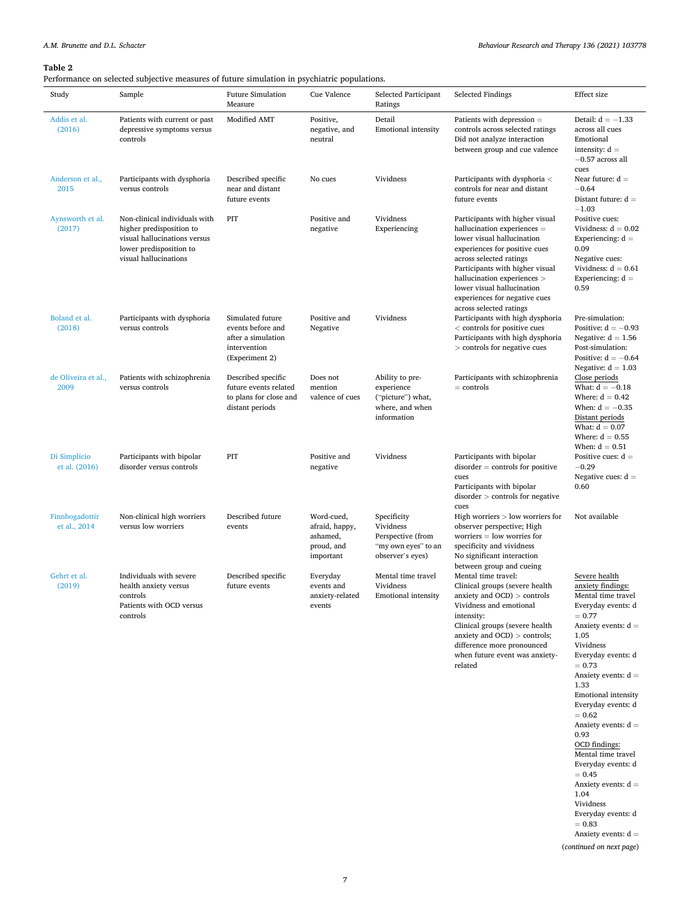**Table 2**

Performance on selected subjective measures of future simulation in psychiatric populations.

| Study | Sample | Future Simulation Measure | Cue Valence | Selected Participant Ratings | Selected Findings | Effect size |
|---|---|---|---|---|---|---|
| Addis et al. (2016) | Patients with current or past depressive symptoms versus controls | Modified AMT | Positive, negative, and neutral | Detail<br>Emotional intensity | Patients with depression = controls across selected ratings<br>Did not analyze interaction between group and cue valence | Detail: d = −1.33 across all cues<br>Emotional intensity: d = −0.57 across all cues |
| Anderson et al., 2015 | Participants with dysphoria versus controls | Described specific near and distant future events | No cues | Vividness | Participants with dysphoria < controls for near and distant future events | Near future: d = −0.64<br>Distant future: d = −1.03 |
| Aynsworth et al. (2017) | Non-clinical individuals with higher predisposition to visual hallucinations versus lower predisposition to visual hallucinations | PIT | Positive and negative | Vividness<br>Experiencing | Participants with higher visual hallucination experiences = lower visual hallucination experiences for positive cues across selected ratings<br>Participants with higher visual hallucination experiences > lower visual hallucination experiences for negative cues across selected ratings | Positive cues:<br>Vividness: d = 0.02<br>Experiencing: d = 0.09<br>Negative cues:<br>Vividness: d = 0.61<br>Experiencing: d = 0.59 |
| Boland et al. (2018) | Participants with dysphoria versus controls | Simulated future events before and after a simulation intervention (Experiment 2) | Positive and Negative | Vividness | Participants with high dysphoria < controls for positive cues<br>Participants with high dysphoria > controls for negative cues | Pre-simulation:<br>Positive: d = −0.93<br>Negative: d = 1.56<br>Post-simulation:<br>Positive: d = −0.64<br>Negative: d = 1.03 |
| de Oliveira et al., 2009 | Patients with schizophrenia versus controls | Described specific future events related to plans for close and distant periods | Does not mention valence of cues | Ability to pre-experience ("picture") what, where, and when information | Participants with schizophrenia = controls | Close periods<br>What: d = −0.18<br>Where: d = 0.42<br>When: d = −0.35<br>Distant periods<br>What: d = 0.07<br>Where: d = 0.55<br>When: d = 0.51 |
| Di Simplicio et al. (2016) | Participants with bipolar disorder versus controls | PIT | Positive and negative | Vividness | Participants with bipolar disorder = controls for positive cues<br>Participants with bipolar disorder > controls for negative cues | Positive cues: d = −0.29<br>Negative cues: d = 0.60 |
| Finnbogadottir et al., 2014 | Non-clinical high worriers versus low worriers | Described future events | Word-cued, afraid, happy, ashamed, proud, and important | Specificity<br>Vividness<br>Perspective (from "my own eyes" to an observer's eyes) | High worriers > low worriers for observer perspective; High worriers = low worries for specificity and vividness<br>No significant interaction between group and cueing | Not available |
| Gehrt et al. (2019) | Individuals with severe health anxiety versus controls<br>Patients with OCD versus controls | Described specific future events | Everyday events and anxiety-related events | Mental time travel<br>Vividness<br>Emotional intensity | Mental time travel:<br>Clinical groups (severe health anxiety and OCD) > controls<br>Vividness and emotional intensity:<br>Clinical groups (severe health anxiety and OCD) > controls; difference more pronounced when future event was anxiety-related | Severe health anxiety findings:<br>Mental time travel<br>Everyday events: d = 0.77<br>Anxiety events: d = 1.05<br>Vividness<br>Everyday events: d = 0.73<br>Anxiety events: d = 1.33<br>Emotional intensity<br>Everyday events: d = 0.62<br>Anxiety events: d = 0.93<br>OCD findings:<br>Mental time travel<br>Everyday events: d = 0.45<br>Anxiety events: d = 1.04<br>Vividness<br>Everyday events: d = 0.83<br>Anxiety events: d = |

(*continued on next page*)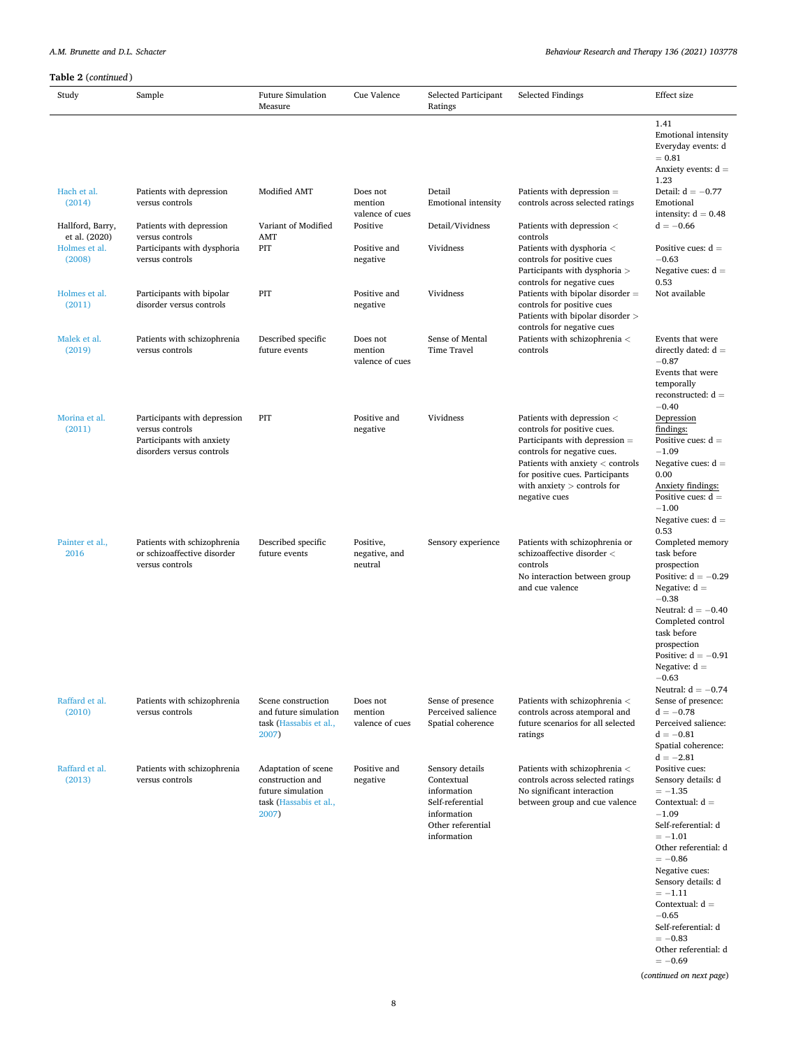**Table 2** (*continued*)

| Study | Sample | Future Simulation Measure | Cue Valence | Selected Participant Ratings | Selected Findings | Effect size |
|---|---|---|---|---|---|---|
| | | | | | | 1.41<br>Emotional intensity<br>Everyday events: d = 0.81<br>Anxiety events: d = 1.23 |
| Hach et al. (2014) | Patients with depression versus controls | Modified AMT | Does not mention valence of cues | Detail<br>Emotional intensity | Patients with depression = controls across selected ratings | Detail: d = −0.77<br>Emotional intensity: d = 0.48 |
| Hallford, Barry, et al. (2020) | Patients with depression versus controls | Variant of Modified AMT | Positive | Detail/Vividness | Patients with depression < controls | d = −0.66 |
| Holmes et al. (2008) | Participants with dysphoria versus controls | PIT | Positive and negative | Vividness | Patients with dysphoria < controls for positive cues<br>Participants with dysphoria > controls for negative cues | Positive cues: d = −0.63<br>Negative cues: d = 0.53 |
| Holmes et al. (2011) | Participants with bipolar disorder versus controls | PIT | Positive and negative | Vividness | Patients with bipolar disorder = controls for positive cues<br>Patients with bipolar disorder > controls for negative cues | Not available |
| Malek et al. (2019) | Patients with schizophrenia versus controls | Described specific future events | Does not mention valence of cues | Sense of Mental Time Travel | Patients with schizophrenia < controls | Events that were directly dated: d = −0.87<br>Events that were temporally reconstructed: d = −0.40 |
| Morina et al. (2011) | Participants with depression versus controls<br>Participants with anxiety disorders versus controls | PIT | Positive and negative | Vividness | Patients with depression < controls for positive cues.<br>Participants with depression = controls for negative cues.<br>Patients with anxiety < controls for positive cues. Participants with anxiety > controls for negative cues | Depression findings:<br>Positive cues: d = −1.09<br>Negative cues: d = 0.00<br>Anxiety findings:<br>Positive cues: d = −1.00<br>Negative cues: d = 0.53 |
| Painter et al., 2016 | Patients with schizophrenia or schizoaffective disorder versus controls | Described specific future events | Positive, negative, and neutral | Sensory experience | Patients with schizophrenia or schizoaffective disorder < controls<br>No interaction between group and cue valence | Completed memory task before prospection<br>Positive: d = −0.29<br>Negative: d = −0.38<br>Neutral: d = −0.40<br>Completed control task before prospection<br>Positive: d = −0.91<br>Negative: d = −0.63<br>Neutral: d = −0.74 |
| Raffard et al. (2010) | Patients with schizophrenia versus controls | Scene construction and future simulation task (Hassabis et al., 2007) | Does not mention valence of cues | Sense of presence<br>Perceived salience<br>Spatial coherence | Patients with schizophrenia < controls across atemporal and future scenarios for all selected ratings | Sense of presence: d = −0.78<br>Perceived salience: d = −0.81<br>Spatial coherence: d = −2.81 |
| Raffard et al. (2013) | Patients with schizophrenia versus controls | Adaptation of scene construction and future simulation task (Hassabis et al., 2007) | Positive and negative | Sensory details<br>Contextual information<br>Self-referential information<br>Other referential information | Patients with schizophrenia < controls across selected ratings<br>No significant interaction between group and cue valence | Positive cues:<br>Sensory details: d = −1.35<br>Contextual: d = −1.09<br>Self-referential: d = −1.01<br>Other referential: d = −0.86<br>Negative cues:<br>Sensory details: d = −1.11<br>Contextual: d = −0.65<br>Self-referential: d = −0.83<br>Other referential: d = −0.69 |

(*continued on next page*)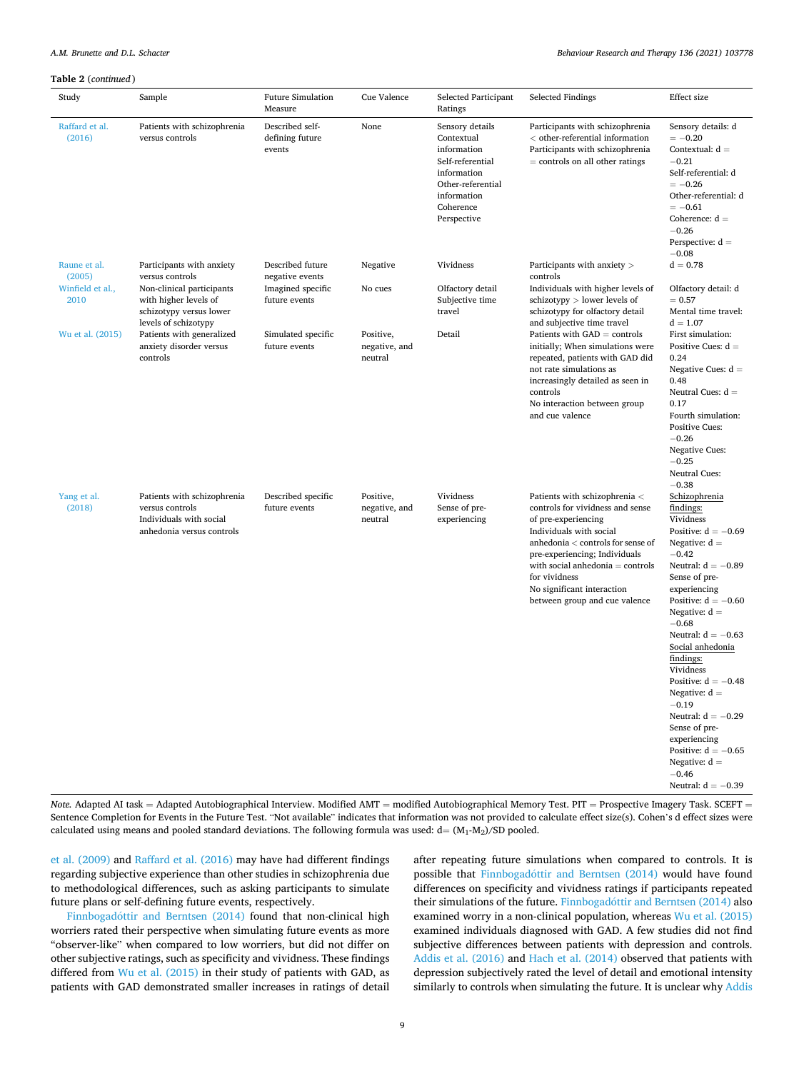**Table 2** (*continued*)

| Study | Sample | Future Simulation Measure | Cue Valence | Selected Participant Ratings | Selected Findings | Effect size |
|---|---|---|---|---|---|---|
| Raffard et al. (2016) | Patients with schizophrenia versus controls | Described self-defining future events | None | Sensory details<br>Contextual information<br>Self-referential information<br>Other-referential information<br>Coherence<br>Perspective | Participants with schizophrenia < other-referential information<br>Participants with schizophrenia = controls on all other ratings | Sensory details: d = −0.20<br>Contextual: d = −0.21<br>Self-referential: d = −0.26<br>Other-referential: d = −0.61<br>Coherence: d = −0.26<br>Perspective: d = −0.08 |
| Raune et al. (2005) | Participants with anxiety versus controls | Described future negative events | Negative | Vividness | Participants with anxiety > controls | d = 0.78 |
| Winfield et al., 2010 | Non-clinical participants with higher levels of schizotypy versus lower levels of schizotypy | Imagined specific future events | No cues | Olfactory detail<br>Subjective time travel | Individuals with higher levels of schizotypy > lower levels of schizotypy for olfactory detail and subjective time travel | Olfactory detail: d = 0.57<br>Mental time travel: d = 1.07 |
| Wu et al. (2015) | Patients with generalized anxiety disorder versus controls | Simulated specific future events | Positive, negative, and neutral | Detail | Patients with GAD = controls initially; When simulations were repeated, patients with GAD did not rate simulations as increasingly detailed as seen in controls<br>No interaction between group and cue valence | First simulation:<br>Positive Cues: d = 0.24<br>Negative Cues: d = 0.48<br>Neutral Cues: d = 0.17<br>Fourth simulation:<br>Positive Cues: −0.26<br>Negative Cues: −0.25<br>Neutral Cues: −0.38 |
| Yang et al. (2018) | Patients with schizophrenia versus controls<br>Individuals with social anhedonia versus controls | Described specific future events | Positive, negative, and neutral | Vividness<br>Sense of pre-experiencing | Patients with schizophrenia < controls for vividness and sense of pre-experiencing<br>Individuals with social anhedonia < controls for sense of pre-experiencing; Individuals with social anhedonia = controls for vividness<br>No significant interaction between group and cue valence | <u>Schizophrenia findings:</u><br>Vividness<br>Positive: d = −0.69<br>Negative: d = −0.42<br>Neutral: d = −0.89<br>Sense of pre-experiencing<br>Positive: d = −0.60<br>Negative: d = −0.68<br>Neutral: d = −0.63<br><u>Social anhedonia findings:</u><br>Vividness<br>Positive: d = −0.48<br>Negative: d = −0.19<br>Neutral: d = −0.29<br>Sense of pre-experiencing<br>Positive: d = −0.65<br>Negative: d = −0.46<br>Neutral: d = −0.39 |

*Note.* Adapted AI task = Adapted Autobiographical Interview. Modified AMT = modified Autobiographical Memory Test. PIT = Prospective Imagery Task. SCEFT = Sentence Completion for Events in the Future Test. "Not available" indicates that information was not provided to calculate effect size(s). Cohen's d effect sizes were calculated using means and pooled standard deviations. The following formula was used: d= $(M_1\text{-}M_2)$/SD pooled.

et al. (2009) and Raffard et al. (2016) may have had different findings regarding subjective experience than other studies in schizophrenia due to methodological differences, such as asking participants to simulate future plans or self-defining future events, respectively.

Finnbogadóttir and Berntsen (2014) found that non-clinical high worriers rated their perspective when simulating future events as more "observer-like" when compared to low worriers, but did not differ on other subjective ratings, such as specificity and vividness. These findings differed from Wu et al. (2015) in their study of patients with GAD, as patients with GAD demonstrated smaller increases in ratings of detail after repeating future simulations when compared to controls. It is possible that Finnbogadóttir and Berntsen (2014) would have found differences on specificity and vividness ratings if participants repeated their simulations of the future. Finnbogadóttir and Berntsen (2014) also examined worry in a non-clinical population, whereas Wu et al. (2015) examined individuals diagnosed with GAD. A few studies did not find subjective differences between patients with depression and controls. Addis et al. (2016) and Hach et al. (2014) observed that patients with depression subjectively rated the level of detail and emotional intensity similarly to controls when simulating the future. It is unclear why Addis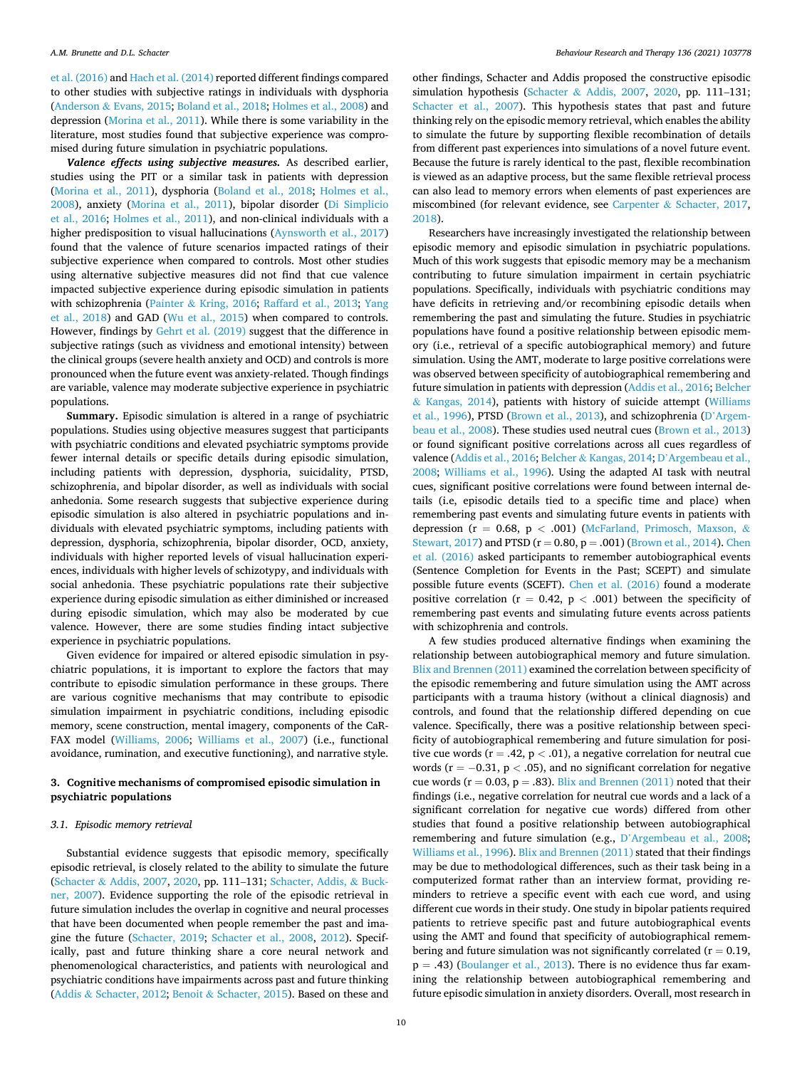et al. (2016) and Hach et al. (2014) reported different findings compared to other studies with subjective ratings in individuals with dysphoria (Anderson & Evans, 2015; Boland et al., 2018; Holmes et al., 2008) and depression (Morina et al., 2011). While there is some variability in the literature, most studies found that subjective experience was compromised during future simulation in psychiatric populations.

***Valence effects using subjective measures.*** As described earlier, studies using the PIT or a similar task in patients with depression (Morina et al., 2011), dysphoria (Boland et al., 2018; Holmes et al., 2008), anxiety (Morina et al., 2011), bipolar disorder (Di Simplicio et al., 2016; Holmes et al., 2011), and non-clinical individuals with a higher predisposition to visual hallucinations (Aynsworth et al., 2017) found that the valence of future scenarios impacted ratings of their subjective experience when compared to controls. Most other studies using alternative subjective measures did not find that cue valence impacted subjective experience during episodic simulation in patients with schizophrenia (Painter & Kring, 2016; Raffard et al., 2013; Yang et al., 2018) and GAD (Wu et al., 2015) when compared to controls. However, findings by Gehrt et al. (2019) suggest that the difference in subjective ratings (such as vividness and emotional intensity) between the clinical groups (severe health anxiety and OCD) and controls is more pronounced when the future event was anxiety-related. Though findings are variable, valence may moderate subjective experience in psychiatric populations.

**Summary.** Episodic simulation is altered in a range of psychiatric populations. Studies using objective measures suggest that participants with psychiatric conditions and elevated psychiatric symptoms provide fewer internal details or specific details during episodic simulation, including patients with depression, dysphoria, suicidality, PTSD, schizophrenia, and bipolar disorder, as well as individuals with social anhedonia. Some research suggests that subjective experience during episodic simulation is also altered in psychiatric populations and individuals with elevated psychiatric symptoms, including patients with depression, dysphoria, schizophrenia, bipolar disorder, OCD, anxiety, individuals with higher reported levels of visual hallucination experiences, individuals with higher levels of schizotypy, and individuals with social anhedonia. These psychiatric populations rate their subjective experience during episodic simulation as either diminished or increased during episodic simulation, which may also be moderated by cue valence. However, there are some studies finding intact subjective experience in psychiatric populations.

Given evidence for impaired or altered episodic simulation in psychiatric populations, it is important to explore the factors that may contribute to episodic simulation performance in these groups. There are various cognitive mechanisms that may contribute to episodic simulation impairment in psychiatric conditions, including episodic memory, scene construction, mental imagery, components of the CaR-FAX model (Williams, 2006; Williams et al., 2007) (i.e., functional avoidance, rumination, and executive functioning), and narrative style.

## 3. Cognitive mechanisms of compromised episodic simulation in psychiatric populations

### 3.1. Episodic memory retrieval

Substantial evidence suggests that episodic memory, specifically episodic retrieval, is closely related to the ability to simulate the future (Schacter & Addis, 2007, 2020, pp. 111–131; Schacter, Addis, & Buckner, 2007). Evidence supporting the role of the episodic retrieval in future simulation includes the overlap in cognitive and neural processes that have been documented when people remember the past and imagine the future (Schacter, 2019; Schacter et al., 2008, 2012). Specifically, past and future thinking share a core neural network and phenomenological characteristics, and patients with neurological and psychiatric conditions have impairments across past and future thinking (Addis & Schacter, 2012; Benoit & Schacter, 2015). Based on these and other findings, Schacter and Addis proposed the constructive episodic simulation hypothesis (Schacter & Addis, 2007, 2020, pp. 111–131; Schacter et al., 2007). This hypothesis states that past and future thinking rely on the episodic memory retrieval, which enables the ability to simulate the future by supporting flexible recombination of details from different past experiences into simulations of a novel future event. Because the future is rarely identical to the past, flexible recombination is viewed as an adaptive process, but the same flexible retrieval process can also lead to memory errors when elements of past experiences are miscombined (for relevant evidence, see Carpenter & Schacter, 2017, 2018).

Researchers have increasingly investigated the relationship between episodic memory and episodic simulation in psychiatric populations. Much of this work suggests that episodic memory may be a mechanism contributing to future simulation impairment in certain psychiatric populations. Specifically, individuals with psychiatric conditions may have deficits in retrieving and/or recombining episodic details when remembering the past and simulating the future. Studies in psychiatric populations have found a positive relationship between episodic memory (i.e., retrieval of a specific autobiographical memory) and future simulation. Using the AMT, moderate to large positive correlations were was observed between specificity of autobiographical remembering and future simulation in patients with depression (Addis et al., 2016; Belcher & Kangas, 2014), patients with history of suicide attempt (Williams et al., 1996), PTSD (Brown et al., 2013), and schizophrenia (D'Argembeau et al., 2008). These studies used neutral cues (Brown et al., 2013) or found significant positive correlations across all cues regardless of valence (Addis et al., 2016; Belcher & Kangas, 2014; D'Argembeau et al., 2008; Williams et al., 1996). Using the adapted AI task with neutral cues, significant positive correlations were found between internal details (i.e, episodic details tied to a specific time and place) when remembering past events and simulating future events in patients with depression ($r = 0.68$, $p < .001$) (McFarland, Primosch, Maxson, & Stewart, 2017) and PTSD ($r = 0.80$, $p = .001$) (Brown et al., 2014). Chen et al. (2016) asked participants to remember autobiographical events (Sentence Completion for Events in the Past; SCEPT) and simulate possible future events (SCEFT). Chen et al. (2016) found a moderate positive correlation ($r = 0.42$, $p < .001$) between the specificity of remembering past events and simulating future events across patients with schizophrenia and controls.

A few studies produced alternative findings when examining the relationship between autobiographical memory and future simulation. Blix and Brennen (2011) examined the correlation between specificity of the episodic remembering and future simulation using the AMT across participants with a trauma history (without a clinical diagnosis) and controls, and found that the relationship differed depending on cue valence. Specifically, there was a positive relationship between specificity of autobiographical remembering and future simulation for positive cue words ($r = .42$, $p < .01$), a negative correlation for neutral cue words ($r = -0.31$, $p < .05$), and no significant correlation for negative cue words ($r = 0.03$, $p = .83$). Blix and Brennen (2011) noted that their findings (i.e., negative correlation for neutral cue words and a lack of a significant correlation for negative cue words) differed from other studies that found a positive relationship between autobiographical remembering and future simulation (e.g., D'Argembeau et al., 2008; Williams et al., 1996). Blix and Brennen (2011) stated that their findings may be due to methodological differences, such as their task being in a computerized format rather than an interview format, providing reminders to retrieve a specific event with each cue word, and using different cue words in their study. One study in bipolar patients required patients to retrieve specific past and future autobiographical events using the AMT and found that specificity of autobiographical remembering and future simulation was not significantly correlated ($r = 0.19$, $p = .43$) (Boulanger et al., 2013). There is no evidence thus far examining the relationship between autobiographical remembering and future episodic simulation in anxiety disorders. Overall, most research in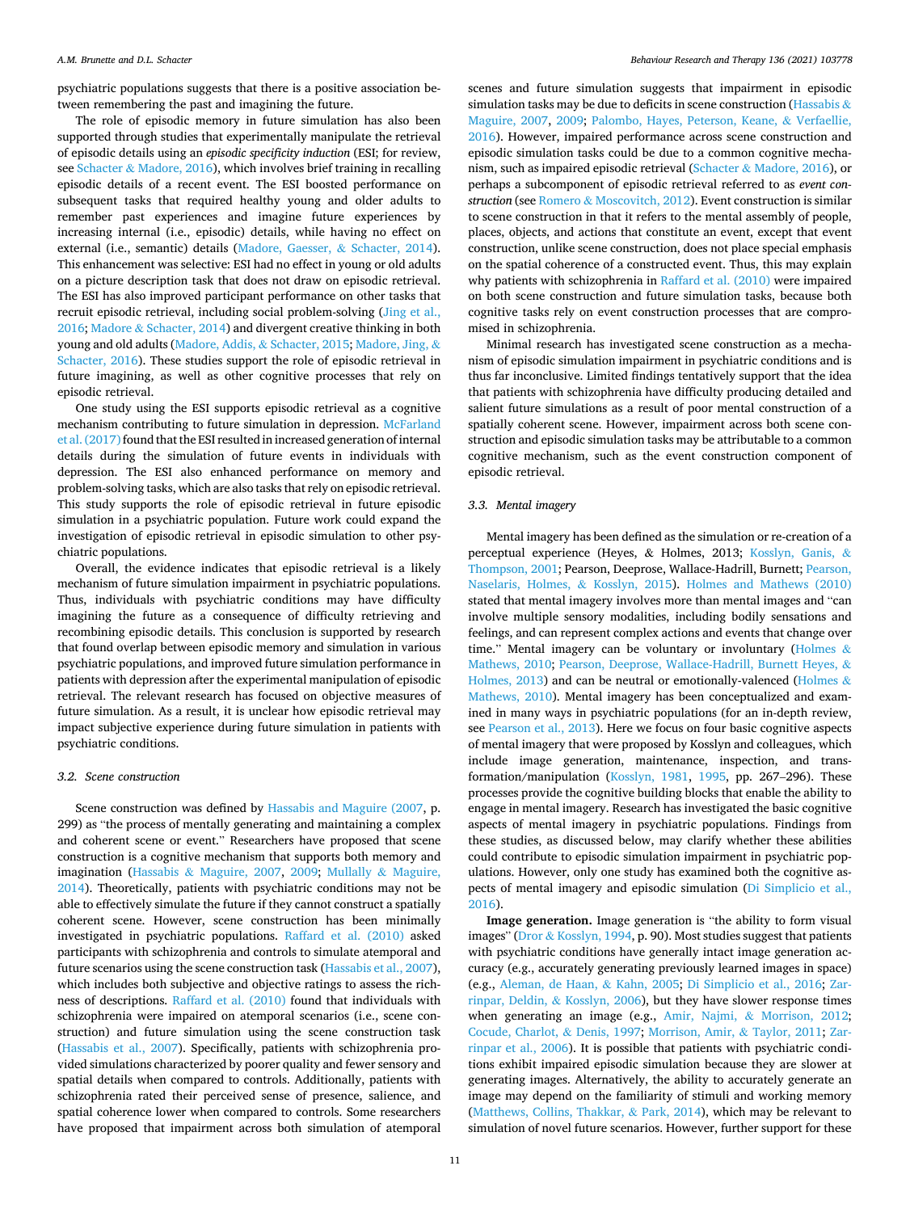psychiatric populations suggests that there is a positive association between remembering the past and imagining the future.

The role of episodic memory in future simulation has also been supported through studies that experimentally manipulate the retrieval of episodic details using an *episodic specificity induction* (ESI; for review, see Schacter & Madore, 2016), which involves brief training in recalling episodic details of a recent event. The ESI boosted performance on subsequent tasks that required healthy young and older adults to remember past experiences and imagine future experiences by increasing internal (i.e., episodic) details, while having no effect on external (i.e., semantic) details (Madore, Gaesser, & Schacter, 2014). This enhancement was selective: ESI had no effect in young or old adults on a picture description task that does not draw on episodic retrieval. The ESI has also improved participant performance on other tasks that recruit episodic retrieval, including social problem-solving (Jing et al., 2016; Madore & Schacter, 2014) and divergent creative thinking in both young and old adults (Madore, Addis, & Schacter, 2015; Madore, Jing, & Schacter, 2016). These studies support the role of episodic retrieval in future imagining, as well as other cognitive processes that rely on episodic retrieval.

One study using the ESI supports episodic retrieval as a cognitive mechanism contributing to future simulation in depression. McFarland et al. (2017) found that the ESI resulted in increased generation of internal details during the simulation of future events in individuals with depression. The ESI also enhanced performance on memory and problem-solving tasks, which are also tasks that rely on episodic retrieval. This study supports the role of episodic retrieval in future episodic simulation in a psychiatric population. Future work could expand the investigation of episodic retrieval in episodic simulation to other psychiatric populations.

Overall, the evidence indicates that episodic retrieval is a likely mechanism of future simulation impairment in psychiatric populations. Thus, individuals with psychiatric conditions may have difficulty imagining the future as a consequence of difficulty retrieving and recombining episodic details. This conclusion is supported by research that found overlap between episodic memory and simulation in various psychiatric populations, and improved future simulation performance in patients with depression after the experimental manipulation of episodic retrieval. The relevant research has focused on objective measures of future simulation. As a result, it is unclear how episodic retrieval may impact subjective experience during future simulation in patients with psychiatric conditions.

### 3.2. Scene construction

Scene construction was defined by Hassabis and Maguire (2007, p. 299) as "the process of mentally generating and maintaining a complex and coherent scene or event." Researchers have proposed that scene construction is a cognitive mechanism that supports both memory and imagination (Hassabis & Maguire, 2007, 2009; Mullally & Maguire, 2014). Theoretically, patients with psychiatric conditions may not be able to effectively simulate the future if they cannot construct a spatially coherent scene. However, scene construction has been minimally investigated in psychiatric populations. Raffard et al. (2010) asked participants with schizophrenia and controls to simulate atemporal and future scenarios using the scene construction task (Hassabis et al., 2007), which includes both subjective and objective ratings to assess the richness of descriptions. Raffard et al. (2010) found that individuals with schizophrenia were impaired on atemporal scenarios (i.e., scene construction) and future simulation using the scene construction task (Hassabis et al., 2007). Specifically, patients with schizophrenia provided simulations characterized by poorer quality and fewer sensory and spatial details when compared to controls. Additionally, patients with schizophrenia rated their perceived sense of presence, salience, and spatial coherence lower when compared to controls. Some researchers have proposed that impairment across both simulation of atemporal scenes and future simulation suggests that impairment in episodic simulation tasks may be due to deficits in scene construction (Hassabis & Maguire, 2007, 2009; Palombo, Hayes, Peterson, Keane, & Verfaellie, 2016). However, impaired performance across scene construction and episodic simulation tasks could be due to a common cognitive mechanism, such as impaired episodic retrieval (Schacter & Madore, 2016), or perhaps a subcomponent of episodic retrieval referred to as *event construction* (see Romero & Moscovitch, 2012). Event construction is similar to scene construction in that it refers to the mental assembly of people, places, objects, and actions that constitute an event, except that event construction, unlike scene construction, does not place special emphasis on the spatial coherence of a constructed event. Thus, this may explain why patients with schizophrenia in Raffard et al. (2010) were impaired on both scene construction and future simulation tasks, because both cognitive tasks rely on event construction processes that are compromised in schizophrenia.

Minimal research has investigated scene construction as a mechanism of episodic simulation impairment in psychiatric conditions and is thus far inconclusive. Limited findings tentatively support that the idea that patients with schizophrenia have difficulty producing detailed and salient future simulations as a result of poor mental construction of a spatially coherent scene. However, impairment across both scene construction and episodic simulation tasks may be attributable to a common cognitive mechanism, such as the event construction component of episodic retrieval.

### 3.3. Mental imagery

Mental imagery has been defined as the simulation or re-creation of a perceptual experience (Heyes, & Holmes, 2013; Kosslyn, Ganis, & Thompson, 2001; Pearson, Deeprose, Wallace-Hadrill, Burnett; Pearson, Naselaris, Holmes, & Kosslyn, 2015). Holmes and Mathews (2010) stated that mental imagery involves more than mental images and "can involve multiple sensory modalities, including bodily sensations and feelings, and can represent complex actions and events that change over time." Mental imagery can be voluntary or involuntary (Holmes & Mathews, 2010; Pearson, Deeprose, Wallace-Hadrill, Burnett Heyes, & Holmes, 2013) and can be neutral or emotionally-valenced (Holmes & Mathews, 2010). Mental imagery has been conceptualized and examined in many ways in psychiatric populations (for an in-depth review, see Pearson et al., 2013). Here we focus on four basic cognitive aspects of mental imagery that were proposed by Kosslyn and colleagues, which include image generation, maintenance, inspection, and transformation/manipulation (Kosslyn, 1981, 1995, pp. 267–296). These processes provide the cognitive building blocks that enable the ability to engage in mental imagery. Research has investigated the basic cognitive aspects of mental imagery in psychiatric populations. Findings from these studies, as discussed below, may clarify whether these abilities could contribute to episodic simulation impairment in psychiatric populations. However, only one study has examined both the cognitive aspects of mental imagery and episodic simulation (Di Simplicio et al., 2016).

**Image generation.** Image generation is "the ability to form visual images" (Dror & Kosslyn, 1994, p. 90). Most studies suggest that patients with psychiatric conditions have generally intact image generation accuracy (e.g., accurately generating previously learned images in space) (e.g., Aleman, de Haan, & Kahn, 2005; Di Simplicio et al., 2016; Zarrinpar, Deldin, & Kosslyn, 2006), but they have slower response times when generating an image (e.g., Amir, Najmi, & Morrison, 2012; Cocude, Charlot, & Denis, 1997; Morrison, Amir, & Taylor, 2011; Zarrinpar et al., 2006). It is possible that patients with psychiatric conditions exhibit impaired episodic simulation because they are slower at generating images. Alternatively, the ability to accurately generate an image may depend on the familiarity of stimuli and working memory (Matthews, Collins, Thakkar, & Park, 2014), which may be relevant to simulation of novel future scenarios. However, further support for these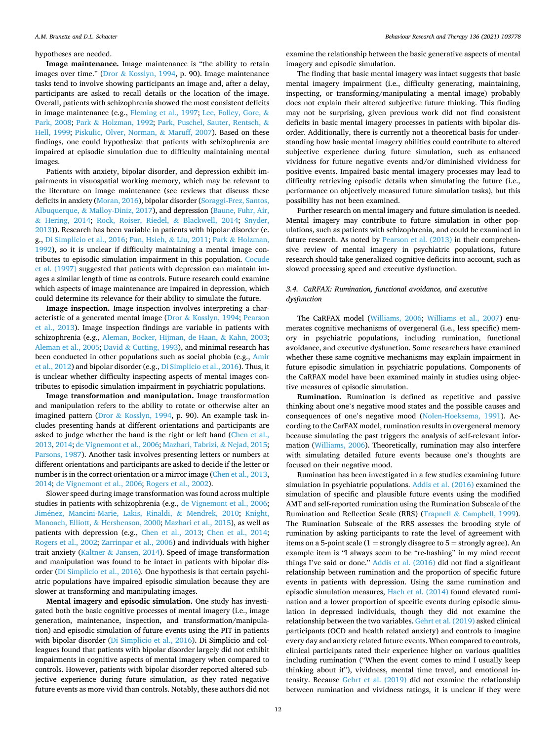hypotheses are needed.

**Image maintenance.** Image maintenance is "the ability to retain images over time." (Dror & Kosslyn, 1994, p. 90). Image maintenance tasks tend to involve showing participants an image and, after a delay, participants are asked to recall details or the location of the image. Overall, patients with schizophrenia showed the most consistent deficits in image maintenance (e.g., Fleming et al., 1997; Lee, Folley, Gore, & Park, 2008; Park & Holzman, 1992; Park, Puschel, Sauter, Rentsch, & Hell, 1999; Piskulic, Olver, Norman, & Maruff, 2007). Based on these findings, one could hypothesize that patients with schizophrenia are impaired at episodic simulation due to difficulty maintaining mental images.

Patients with anxiety, bipolar disorder, and depression exhibit impairments in visuospatial working memory, which may be relevant to the literature on image maintenance (see reviews that discuss these deficits in anxiety (Moran, 2016), bipolar disorder (Soraggi-Frez, Santos, Albuquerque, & Malloy-Diniz, 2017), and depression (Baune, Fuhr, Air, & Hering, 2014; Rock, Roiser, Riedel, & Blackwell, 2014; Snyder, 2013)). Research has been variable in patients with bipolar disorder (e. g., Di Simplicio et al., 2016; Pan, Hsieh, & Liu, 2011; Park & Holzman, 1992), so it is unclear if difficulty maintaining a mental image contributes to episodic simulation impairment in this population. Cocude et al. (1997) suggested that patients with depression can maintain images a similar length of time as controls. Future research could examine which aspects of image maintenance are impaired in depression, which could determine its relevance for their ability to simulate the future.

**Image inspection.** Image inspection involves interpreting a characteristic of a generated mental image (Dror & Kosslyn, 1994; Pearson et al., 2013). Image inspection findings are variable in patients with schizophrenia (e.g., Aleman, Bocker, Hijman, de Haan, & Kahn, 2003; Aleman et al., 2005; David & Cutting, 1993), and minimal research has been conducted in other populations such as social phobia (e.g., Amir et al., 2012) and bipolar disorder (e.g., Di Simplicio et al., 2016). Thus, it is unclear whether difficulty inspecting aspects of mental images contributes to episodic simulation impairment in psychiatric populations.

**Image transformation and manipulation.** Image transformation and manipulation refers to the ability to rotate or otherwise alter an imagined pattern (Dror & Kosslyn, 1994, p. 90). An example task includes presenting hands at different orientations and participants are asked to judge whether the hand is the right or left hand (Chen et al., 2013, 2014; de Vignemont et al., 2006; Mazhari, Tabrizi, & Nejad, 2015; Parsons, 1987). Another task involves presenting letters or numbers at different orientations and participants are asked to decide if the letter or number is in the correct orientation or a mirror image (Chen et al., 2013, 2014; de Vignemont et al., 2006; Rogers et al., 2002).

Slower speed during image transformation was found across multiple studies in patients with schizophrenia (e.g., de Vignemont et al., 2006; Jiménez, Mancini-Marïe, Lakis, Rinaldi, & Mendrek, 2010; Knight, Manoach, Elliott, & Hershenson, 2000; Mazhari et al., 2015), as well as patients with depression (e.g., Chen et al., 2013; Chen et al., 2014; Rogers et al., 2002; Zarrinpar et al., 2006) and individuals with higher trait anxiety (Kaltner & Jansen, 2014). Speed of image transformation and manipulation was found to be intact in patients with bipolar disorder (Di Simplicio et al., 2016). One hypothesis is that certain psychiatric populations have impaired episodic simulation because they are slower at transforming and manipulating images.

**Mental imagery and episodic simulation.** One study has investigated both the basic cognitive processes of mental imagery (i.e., image generation, maintenance, inspection, and transformation/manipulation) and episodic simulation of future events using the PIT in patients with bipolar disorder (Di Simplicio et al., 2016). Di Simplicio and colleagues found that patients with bipolar disorder largely did not exhibit impairments in cognitive aspects of mental imagery when compared to controls. However, patients with bipolar disorder reported altered subjective experience during future simulation, as they rated negative future events as more vivid than controls. Notably, these authors did not examine the relationship between the basic generative aspects of mental imagery and episodic simulation.

The finding that basic mental imagery was intact suggests that basic mental imagery impairment (i.e., difficulty generating, maintaining, inspecting, or transforming/manipulating a mental image) probably does not explain their altered subjective future thinking. This finding may not be surprising, given previous work did not find consistent deficits in basic mental imagery processes in patients with bipolar disorder. Additionally, there is currently not a theoretical basis for understanding how basic mental imagery abilities could contribute to altered subjective experience during future simulation, such as enhanced vividness for future negative events and/or diminished vividness for positive events. Impaired basic mental imagery processes may lead to difficulty retrieving episodic details when simulating the future (i.e., performance on objectively measured future simulation tasks), but this possibility has not been examined.

Further research on mental imagery and future simulation is needed. Mental imagery may contribute to future simulation in other populations, such as patients with schizophrenia, and could be examined in future research. As noted by Pearson et al. (2013) in their comprehensive review of mental imagery in psychiatric populations, future research should take generalized cognitive deficits into account, such as slowed processing speed and executive dysfunction.

### *3.4. CaRFAX: Rumination, functional avoidance, and executive dysfunction*

The CaRFAX model (Williams, 2006; Williams et al., 2007) enumerates cognitive mechanisms of overgeneral (i.e., less specific) memory in psychiatric populations, including rumination, functional avoidance, and executive dysfunction. Some researchers have examined whether these same cognitive mechanisms may explain impairment in future episodic simulation in psychiatric populations. Components of the CaRFAX model have been examined mainly in studies using objective measures of episodic simulation.

**Rumination.** Rumination is defined as repetitive and passive thinking about one's negative mood states and the possible causes and consequences of one's negative mood (Nolen-Hoeksema, 1991). According to the CarFAX model, rumination results in overgeneral memory because simulating the past triggers the analysis of self-relevant information (Williams, 2006). Theoretically, rumination may also interfere with simulating detailed future events because one's thoughts are focused on their negative mood.

Rumination has been investigated in a few studies examining future simulation in psychiatric populations. Addis et al. (2016) examined the simulation of specific and plausible future events using the modified AMT and self-reported rumination using the Rumination Subscale of the Rumination and Reflection Scale (RRS) (Trapnell & Campbell, 1999). The Rumination Subscale of the RRS assesses the brooding style of rumination by asking participants to rate the level of agreement with items on a 5-point scale (1 = strongly disagree to 5 = strongly agree). An example item is "I always seem to be "re-hashing" in my mind recent things I've said or done." Addis et al. (2016) did not find a significant relationship between rumination and the proportion of specific future events in patients with depression. Using the same rumination and episodic simulation measures, Hach et al. (2014) found elevated rumination and a lower proportion of specific events during episodic simulation in depressed individuals, though they did not examine the relationship between the two variables. Gehrt et al. (2019) asked clinical participants (OCD and health related anxiety) and controls to imagine every day and anxiety related future events. When compared to controls, clinical participants rated their experience higher on various qualities including rumination ("When the event comes to mind I usually keep thinking about it"), vividness, mental time travel, and emotional intensity. Because Gehrt et al. (2019) did not examine the relationship between rumination and vividness ratings, it is unclear if they were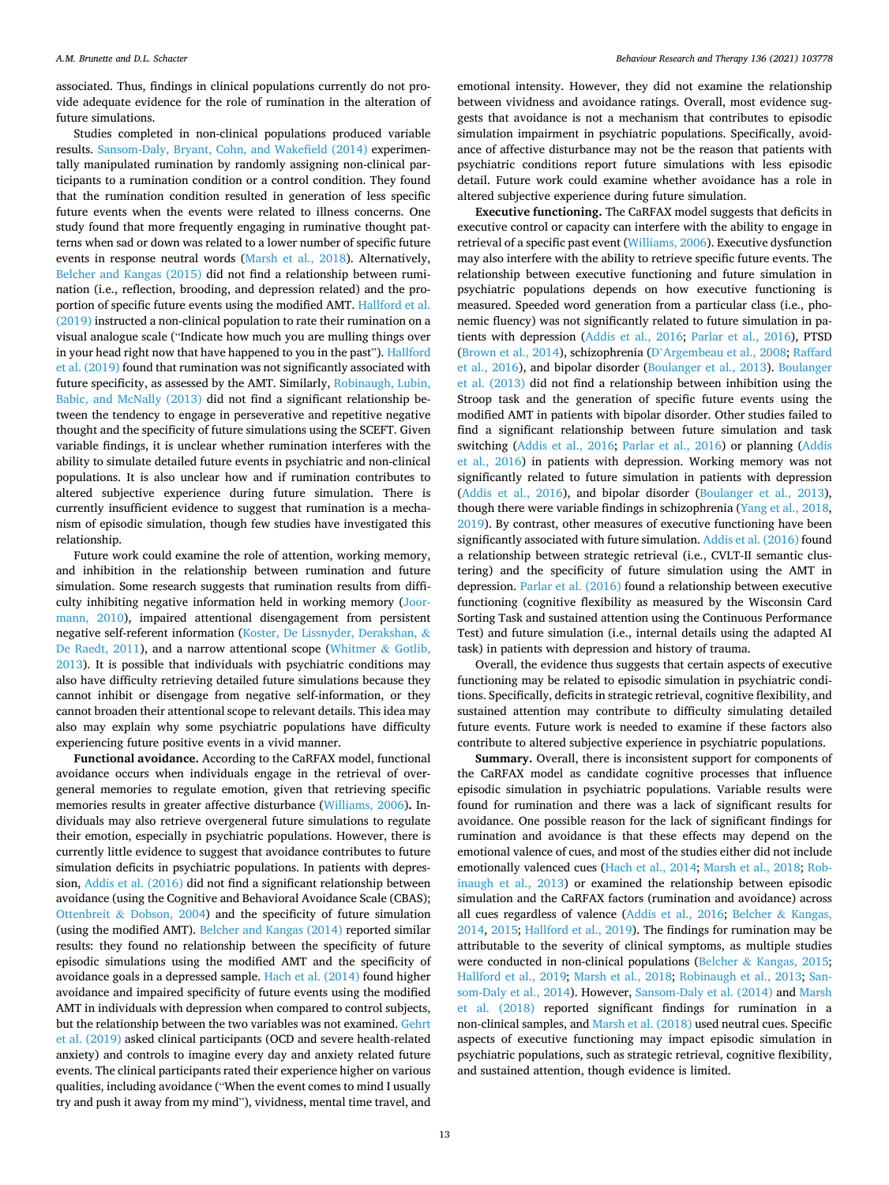associated. Thus, findings in clinical populations currently do not provide adequate evidence for the role of rumination in the alteration of future simulations.

Studies completed in non-clinical populations produced variable results. Sansom-Daly, Bryant, Cohn, and Wakefield (2014) experimentally manipulated rumination by randomly assigning non-clinical participants to a rumination condition or a control condition. They found that the rumination condition resulted in generation of less specific future events when the events were related to illness concerns. One study found that more frequently engaging in ruminative thought patterns when sad or down was related to a lower number of specific future events in response neutral words (Marsh et al., 2018). Alternatively, Belcher and Kangas (2015) did not find a relationship between rumination (i.e., reflection, brooding, and depression related) and the proportion of specific future events using the modified AMT. Hallford et al. (2019) instructed a non-clinical population to rate their rumination on a visual analogue scale ("Indicate how much you are mulling things over in your head right now that have happened to you in the past"). Hallford et al. (2019) found that rumination was not significantly associated with future specificity, as assessed by the AMT. Similarly, Robinaugh, Lubin, Babic, and McNally (2013) did not find a significant relationship between the tendency to engage in perseverative and repetitive negative thought and the specificity of future simulations using the SCEFT. Given variable findings, it is unclear whether rumination interferes with the ability to simulate detailed future events in psychiatric and non-clinical populations. It is also unclear how and if rumination contributes to altered subjective experience during future simulation. There is currently insufficient evidence to suggest that rumination is a mechanism of episodic simulation, though few studies have investigated this relationship.

Future work could examine the role of attention, working memory, and inhibition in the relationship between rumination and future simulation. Some research suggests that rumination results from difficulty inhibiting negative information held in working memory (Joormann, 2010), impaired attentional disengagement from persistent negative self-referent information (Koster, De Lissnyder, Derakshan, & De Raedt, 2011), and a narrow attentional scope (Whitmer & Gotlib, 2013). It is possible that individuals with psychiatric conditions may also have difficulty retrieving detailed future simulations because they cannot inhibit or disengage from negative self-information, or they cannot broaden their attentional scope to relevant details. This idea may also may explain why some psychiatric populations have difficulty experiencing future positive events in a vivid manner.

**Functional avoidance.** According to the CaRFAX model, functional avoidance occurs when individuals engage in the retrieval of overgeneral memories to regulate emotion, given that retrieving specific memories results in greater affective disturbance (Williams, 2006)**.** Individuals may also retrieve overgeneral future simulations to regulate their emotion, especially in psychiatric populations. However, there is currently little evidence to suggest that avoidance contributes to future simulation deficits in psychiatric populations. In patients with depression, Addis et al. (2016) did not find a significant relationship between avoidance (using the Cognitive and Behavioral Avoidance Scale (CBAS); Ottenbreit & Dobson, 2004) and the specificity of future simulation (using the modified AMT). Belcher and Kangas (2014) reported similar results: they found no relationship between the specificity of future episodic simulations using the modified AMT and the specificity of avoidance goals in a depressed sample. Hach et al. (2014) found higher avoidance and impaired specificity of future events using the modified AMT in individuals with depression when compared to control subjects, but the relationship between the two variables was not examined. Gehrt et al. (2019) asked clinical participants (OCD and severe health-related anxiety) and controls to imagine every day and anxiety related future events. The clinical participants rated their experience higher on various qualities, including avoidance ("When the event comes to mind I usually try and push it away from my mind"), vividness, mental time travel, and emotional intensity. However, they did not examine the relationship between vividness and avoidance ratings. Overall, most evidence suggests that avoidance is not a mechanism that contributes to episodic simulation impairment in psychiatric populations. Specifically, avoidance of affective disturbance may not be the reason that patients with psychiatric conditions report future simulations with less episodic detail. Future work could examine whether avoidance has a role in altered subjective experience during future simulation.

**Executive functioning.** The CaRFAX model suggests that deficits in executive control or capacity can interfere with the ability to engage in retrieval of a specific past event (Williams, 2006). Executive dysfunction may also interfere with the ability to retrieve specific future events. The relationship between executive functioning and future simulation in psychiatric populations depends on how executive functioning is measured. Speeded word generation from a particular class (i.e., phonemic fluency) was not significantly related to future simulation in patients with depression (Addis et al., 2016; Parlar et al., 2016), PTSD (Brown et al., 2014), schizophrenia (D'Argembeau et al., 2008; Raffard et al., 2016), and bipolar disorder (Boulanger et al., 2013). Boulanger et al. (2013) did not find a relationship between inhibition using the Stroop task and the generation of specific future events using the modified AMT in patients with bipolar disorder. Other studies failed to find a significant relationship between future simulation and task switching (Addis et al., 2016; Parlar et al., 2016) or planning (Addis et al., 2016) in patients with depression. Working memory was not significantly related to future simulation in patients with depression (Addis et al., 2016), and bipolar disorder (Boulanger et al., 2013), though there were variable findings in schizophrenia (Yang et al., 2018, 2019). By contrast, other measures of executive functioning have been significantly associated with future simulation. Addis et al. (2016) found a relationship between strategic retrieval (i.e., CVLT-II semantic clustering) and the specificity of future simulation using the AMT in depression. Parlar et al. (2016) found a relationship between executive functioning (cognitive flexibility as measured by the Wisconsin Card Sorting Task and sustained attention using the Continuous Performance Test) and future simulation (i.e., internal details using the adapted AI task) in patients with depression and history of trauma.

Overall, the evidence thus suggests that certain aspects of executive functioning may be related to episodic simulation in psychiatric conditions. Specifically, deficits in strategic retrieval, cognitive flexibility, and sustained attention may contribute to difficulty simulating detailed future events. Future work is needed to examine if these factors also contribute to altered subjective experience in psychiatric populations.

**Summary.** Overall, there is inconsistent support for components of the CaRFAX model as candidate cognitive processes that influence episodic simulation in psychiatric populations. Variable results were found for rumination and there was a lack of significant results for avoidance. One possible reason for the lack of significant findings for rumination and avoidance is that these effects may depend on the emotional valence of cues, and most of the studies either did not include emotionally valenced cues (Hach et al., 2014; Marsh et al., 2018; Robinaugh et al., 2013) or examined the relationship between episodic simulation and the CaRFAX factors (rumination and avoidance) across all cues regardless of valence (Addis et al., 2016; Belcher & Kangas, 2014, 2015; Hallford et al., 2019). The findings for rumination may be attributable to the severity of clinical symptoms, as multiple studies were conducted in non-clinical populations (Belcher & Kangas, 2015; Hallford et al., 2019; Marsh et al., 2018; Robinaugh et al., 2013; Sansom-Daly et al., 2014). However, Sansom-Daly et al. (2014) and Marsh et al. (2018) reported significant findings for rumination in a non-clinical samples, and Marsh et al. (2018) used neutral cues. Specific aspects of executive functioning may impact episodic simulation in psychiatric populations, such as strategic retrieval, cognitive flexibility, and sustained attention, though evidence is limited.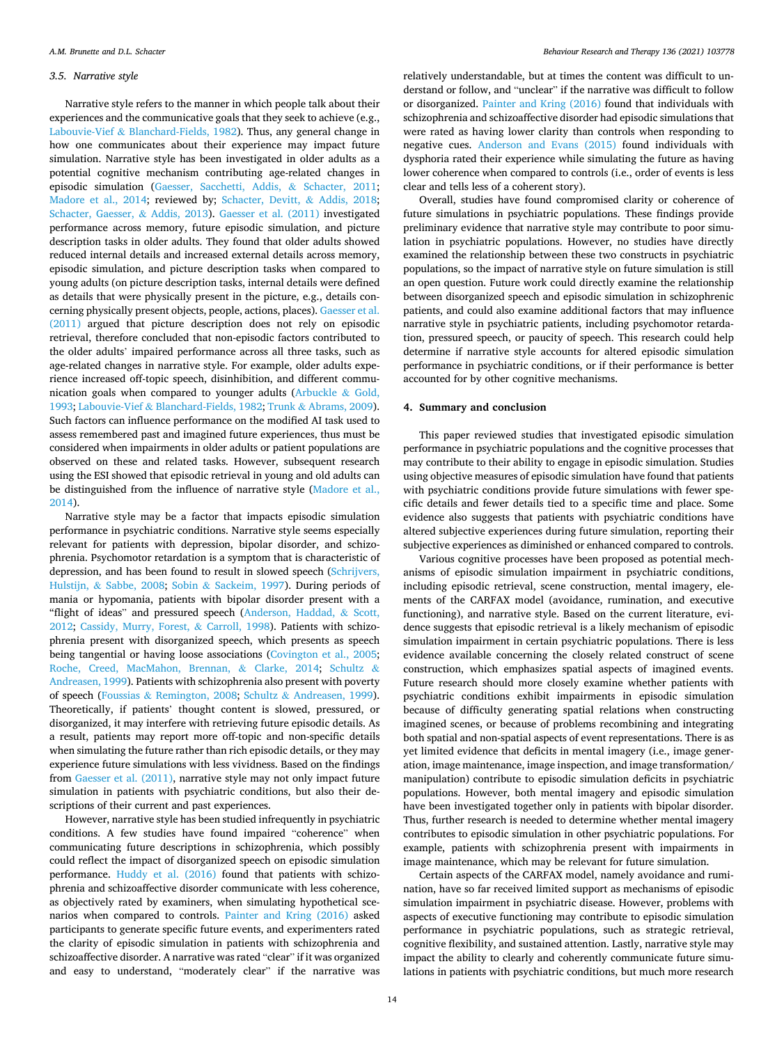### 3.5. Narrative style

Narrative style refers to the manner in which people talk about their experiences and the communicative goals that they seek to achieve (e.g., Labouvie-Vief & Blanchard-Fields, 1982). Thus, any general change in how one communicates about their experience may impact future simulation. Narrative style has been investigated in older adults as a potential cognitive mechanism contributing age-related changes in episodic simulation (Gaesser, Sacchetti, Addis, & Schacter, 2011; Madore et al., 2014; reviewed by; Schacter, Devitt, & Addis, 2018; Schacter, Gaesser, & Addis, 2013). Gaesser et al. (2011) investigated performance across memory, future episodic simulation, and picture description tasks in older adults. They found that older adults showed reduced internal details and increased external details across memory, episodic simulation, and picture description tasks when compared to young adults (on picture description tasks, internal details were defined as details that were physically present in the picture, e.g., details concerning physically present objects, people, actions, places). Gaesser et al. (2011) argued that picture description does not rely on episodic retrieval, therefore concluded that non-episodic factors contributed to the older adults' impaired performance across all three tasks, such as age-related changes in narrative style. For example, older adults experience increased off-topic speech, disinhibition, and different communication goals when compared to younger adults (Arbuckle & Gold, 1993; Labouvie-Vief & Blanchard-Fields, 1982; Trunk & Abrams, 2009). Such factors can influence performance on the modified AI task used to assess remembered past and imagined future experiences, thus must be considered when impairments in older adults or patient populations are observed on these and related tasks. However, subsequent research using the ESI showed that episodic retrieval in young and old adults can be distinguished from the influence of narrative style (Madore et al., 2014).

Narrative style may be a factor that impacts episodic simulation performance in psychiatric conditions. Narrative style seems especially relevant for patients with depression, bipolar disorder, and schizophrenia. Psychomotor retardation is a symptom that is characteristic of depression, and has been found to result in slowed speech (Schrijvers, Hulstijn, & Sabbe, 2008; Sobin & Sackeim, 1997). During periods of mania or hypomania, patients with bipolar disorder present with a "flight of ideas" and pressured speech (Anderson, Haddad, & Scott, 2012; Cassidy, Murry, Forest, & Carroll, 1998). Patients with schizophrenia present with disorganized speech, which presents as speech being tangential or having loose associations (Covington et al., 2005; Roche, Creed, MacMahon, Brennan, & Clarke, 2014; Schultz & Andreasen, 1999). Patients with schizophrenia also present with poverty of speech (Foussias & Remington, 2008; Schultz & Andreasen, 1999). Theoretically, if patients' thought content is slowed, pressured, or disorganized, it may interfere with retrieving future episodic details. As a result, patients may report more off-topic and non-specific details when simulating the future rather than rich episodic details, or they may experience future simulations with less vividness. Based on the findings from Gaesser et al. (2011), narrative style may not only impact future simulation in patients with psychiatric conditions, but also their descriptions of their current and past experiences.

However, narrative style has been studied infrequently in psychiatric conditions. A few studies have found impaired "coherence" when communicating future descriptions in schizophrenia, which possibly could reflect the impact of disorganized speech on episodic simulation performance. Huddy et al. (2016) found that patients with schizophrenia and schizoaffective disorder communicate with less coherence, as objectively rated by examiners, when simulating hypothetical scenarios when compared to controls. Painter and Kring (2016) asked participants to generate specific future events, and experimenters rated the clarity of episodic simulation in patients with schizophrenia and schizoaffective disorder. A narrative was rated "clear" if it was organized and easy to understand, "moderately clear" if the narrative was relatively understandable, but at times the content was difficult to understand or follow, and "unclear" if the narrative was difficult to follow or disorganized. Painter and Kring (2016) found that individuals with schizophrenia and schizoaffective disorder had episodic simulations that were rated as having lower clarity than controls when responding to negative cues. Anderson and Evans (2015) found individuals with dysphoria rated their experience while simulating the future as having lower coherence when compared to controls (i.e., order of events is less clear and tells less of a coherent story).

Overall, studies have found compromised clarity or coherence of future simulations in psychiatric populations. These findings provide preliminary evidence that narrative style may contribute to poor simulation in psychiatric populations. However, no studies have directly examined the relationship between these two constructs in psychiatric populations, so the impact of narrative style on future simulation is still an open question. Future work could directly examine the relationship between disorganized speech and episodic simulation in schizophrenic patients, and could also examine additional factors that may influence narrative style in psychiatric patients, including psychomotor retardation, pressured speech, or paucity of speech. This research could help determine if narrative style accounts for altered episodic simulation performance in psychiatric conditions, or if their performance is better accounted for by other cognitive mechanisms.

## 4. Summary and conclusion

This paper reviewed studies that investigated episodic simulation performance in psychiatric populations and the cognitive processes that may contribute to their ability to engage in episodic simulation. Studies using objective measures of episodic simulation have found that patients with psychiatric conditions provide future simulations with fewer specific details and fewer details tied to a specific time and place. Some evidence also suggests that patients with psychiatric conditions have altered subjective experiences during future simulation, reporting their subjective experiences as diminished or enhanced compared to controls.

Various cognitive processes have been proposed as potential mechanisms of episodic simulation impairment in psychiatric conditions, including episodic retrieval, scene construction, mental imagery, elements of the CARFAX model (avoidance, rumination, and executive functioning), and narrative style. Based on the current literature, evidence suggests that episodic retrieval is a likely mechanism of episodic simulation impairment in certain psychiatric populations. There is less evidence available concerning the closely related construct of scene construction, which emphasizes spatial aspects of imagined events. Future research should more closely examine whether patients with psychiatric conditions exhibit impairments in episodic simulation because of difficulty generating spatial relations when constructing imagined scenes, or because of problems recombining and integrating both spatial and non-spatial aspects of event representations. There is as yet limited evidence that deficits in mental imagery (i.e., image generation, image maintenance, image inspection, and image transformation/manipulation) contribute to episodic simulation deficits in psychiatric populations. However, both mental imagery and episodic simulation have been investigated together only in patients with bipolar disorder. Thus, further research is needed to determine whether mental imagery contributes to episodic simulation in other psychiatric populations. For example, patients with schizophrenia present with impairments in image maintenance, which may be relevant for future simulation.

Certain aspects of the CARFAX model, namely avoidance and rumination, have so far received limited support as mechanisms of episodic simulation impairment in psychiatric disease. However, problems with aspects of executive functioning may contribute to episodic simulation performance in psychiatric populations, such as strategic retrieval, cognitive flexibility, and sustained attention. Lastly, narrative style may impact the ability to clearly and coherently communicate future simulations in patients with psychiatric conditions, but much more research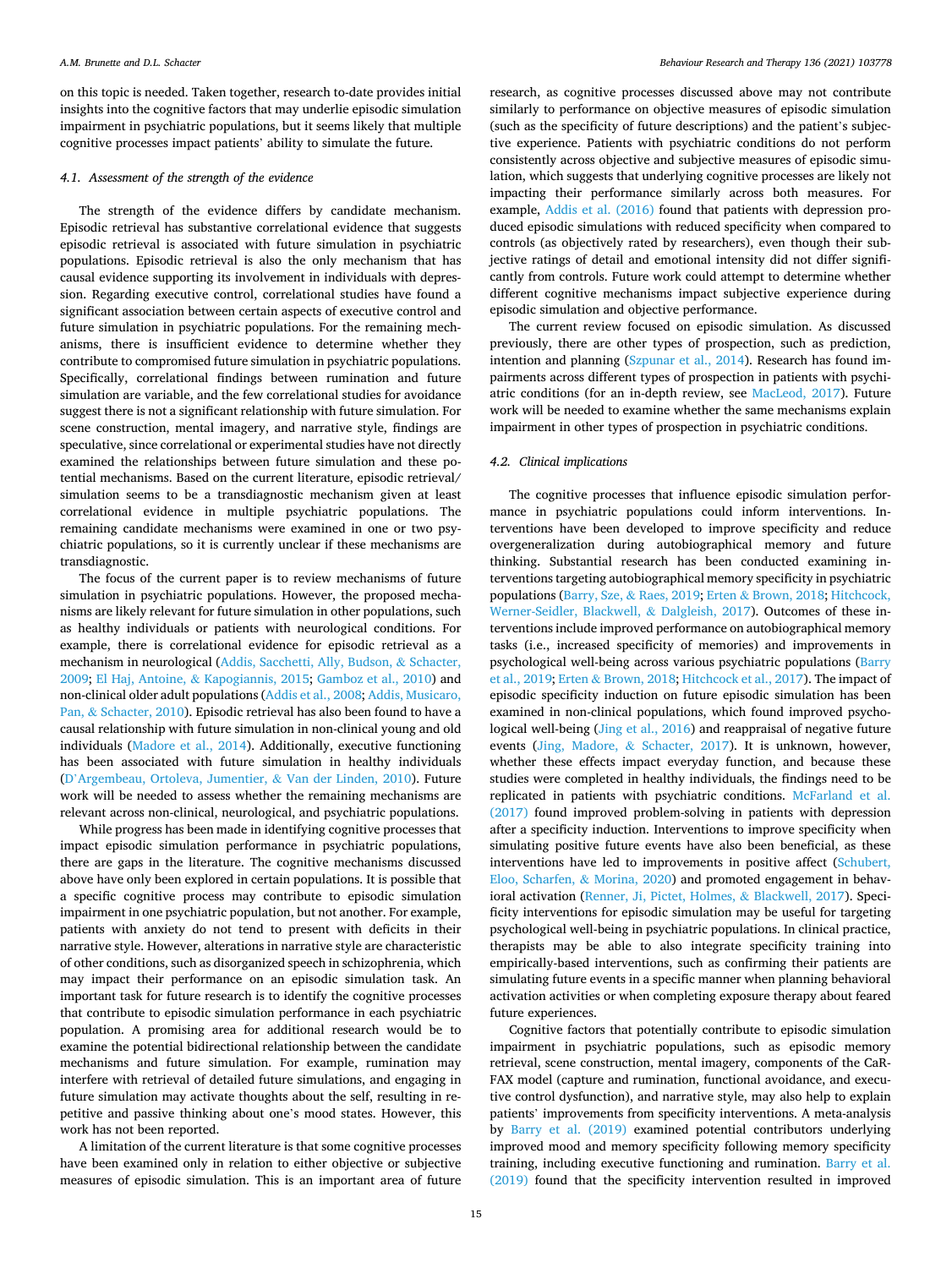on this topic is needed. Taken together, research to-date provides initial insights into the cognitive factors that may underlie episodic simulation impairment in psychiatric populations, but it seems likely that multiple cognitive processes impact patients' ability to simulate the future.

### 4.1. Assessment of the strength of the evidence

The strength of the evidence differs by candidate mechanism. Episodic retrieval has substantive correlational evidence that suggests episodic retrieval is associated with future simulation in psychiatric populations. Episodic retrieval is also the only mechanism that has causal evidence supporting its involvement in individuals with depression. Regarding executive control, correlational studies have found a significant association between certain aspects of executive control and future simulation in psychiatric populations. For the remaining mechanisms, there is insufficient evidence to determine whether they contribute to compromised future simulation in psychiatric populations. Specifically, correlational findings between rumination and future simulation are variable, and the few correlational studies for avoidance suggest there is not a significant relationship with future simulation. For scene construction, mental imagery, and narrative style, findings are speculative, since correlational or experimental studies have not directly examined the relationships between future simulation and these potential mechanisms. Based on the current literature, episodic retrieval/simulation seems to be a transdiagnostic mechanism given at least correlational evidence in multiple psychiatric populations. The remaining candidate mechanisms were examined in one or two psychiatric populations, so it is currently unclear if these mechanisms are transdiagnostic.

The focus of the current paper is to review mechanisms of future simulation in psychiatric populations. However, the proposed mechanisms are likely relevant for future simulation in other populations, such as healthy individuals or patients with neurological conditions. For example, there is correlational evidence for episodic retrieval as a mechanism in neurological (Addis, Sacchetti, Ally, Budson, & Schacter, 2009; El Haj, Antoine, & Kapogiannis, 2015; Gamboz et al., 2010) and non-clinical older adult populations (Addis et al., 2008; Addis, Musicaro, Pan, & Schacter, 2010). Episodic retrieval has also been found to have a causal relationship with future simulation in non-clinical young and old individuals (Madore et al., 2014). Additionally, executive functioning has been associated with future simulation in healthy individuals (D'Argembeau, Ortoleva, Jumentier, & Van der Linden, 2010). Future work will be needed to assess whether the remaining mechanisms are relevant across non-clinical, neurological, and psychiatric populations.

While progress has been made in identifying cognitive processes that impact episodic simulation performance in psychiatric populations, there are gaps in the literature. The cognitive mechanisms discussed above have only been explored in certain populations. It is possible that a specific cognitive process may contribute to episodic simulation impairment in one psychiatric population, but not another. For example, patients with anxiety do not tend to present with deficits in their narrative style. However, alterations in narrative style are characteristic of other conditions, such as disorganized speech in schizophrenia, which may impact their performance on an episodic simulation task. An important task for future research is to identify the cognitive processes that contribute to episodic simulation performance in each psychiatric population. A promising area for additional research would be to examine the potential bidirectional relationship between the candidate mechanisms and future simulation. For example, rumination may interfere with retrieval of detailed future simulations, and engaging in future simulation may activate thoughts about the self, resulting in repetitive and passive thinking about one's mood states. However, this work has not been reported.

A limitation of the current literature is that some cognitive processes have been examined only in relation to either objective or subjective measures of episodic simulation. This is an important area of future research, as cognitive processes discussed above may not contribute similarly to performance on objective measures of episodic simulation (such as the specificity of future descriptions) and the patient's subjective experience. Patients with psychiatric conditions do not perform consistently across objective and subjective measures of episodic simulation, which suggests that underlying cognitive processes are likely not impacting their performance similarly across both measures. For example, Addis et al. (2016) found that patients with depression produced episodic simulations with reduced specificity when compared to controls (as objectively rated by researchers), even though their subjective ratings of detail and emotional intensity did not differ significantly from controls. Future work could attempt to determine whether different cognitive mechanisms impact subjective experience during episodic simulation and objective performance.

The current review focused on episodic simulation. As discussed previously, there are other types of prospection, such as prediction, intention and planning (Szpunar et al., 2014). Research has found impairments across different types of prospection in patients with psychiatric conditions (for an in-depth review, see MacLeod, 2017). Future work will be needed to examine whether the same mechanisms explain impairment in other types of prospection in psychiatric conditions.

### 4.2. Clinical implications

The cognitive processes that influence episodic simulation performance in psychiatric populations could inform interventions. Interventions have been developed to improve specificity and reduce overgeneralization during autobiographical memory and future thinking. Substantial research has been conducted examining interventions targeting autobiographical memory specificity in psychiatric populations (Barry, Sze, & Raes, 2019; Erten & Brown, 2018; Hitchcock, Werner-Seidler, Blackwell, & Dalgleish, 2017). Outcomes of these interventions include improved performance on autobiographical memory tasks (i.e., increased specificity of memories) and improvements in psychological well-being across various psychiatric populations (Barry et al., 2019; Erten & Brown, 2018; Hitchcock et al., 2017). The impact of episodic specificity induction on future episodic simulation has been examined in non-clinical populations, which found improved psychological well-being (Jing et al., 2016) and reappraisal of negative future events (Jing, Madore, & Schacter, 2017). It is unknown, however, whether these effects impact everyday function, and because these studies were completed in healthy individuals, the findings need to be replicated in patients with psychiatric conditions. McFarland et al. (2017) found improved problem-solving in patients with depression after a specificity induction. Interventions to improve specificity when simulating positive future events have also been beneficial, as these interventions have led to improvements in positive affect (Schubert, Eloo, Scharfen, & Morina, 2020) and promoted engagement in behavioral activation (Renner, Ji, Pictet, Holmes, & Blackwell, 2017). Specificity interventions for episodic simulation may be useful for targeting psychological well-being in psychiatric populations. In clinical practice, therapists may be able to also integrate specificity training into empirically-based interventions, such as confirming their patients are simulating future events in a specific manner when planning behavioral activation activities or when completing exposure therapy about feared future experiences.

Cognitive factors that potentially contribute to episodic simulation impairment in psychiatric populations, such as episodic memory retrieval, scene construction, mental imagery, components of the CaR-FAX model (capture and rumination, functional avoidance, and executive control dysfunction), and narrative style, may also help to explain patients' improvements from specificity interventions. A meta-analysis by Barry et al. (2019) examined potential contributors underlying improved mood and memory specificity following memory specificity training, including executive functioning and rumination. Barry et al. (2019) found that the specificity intervention resulted in improved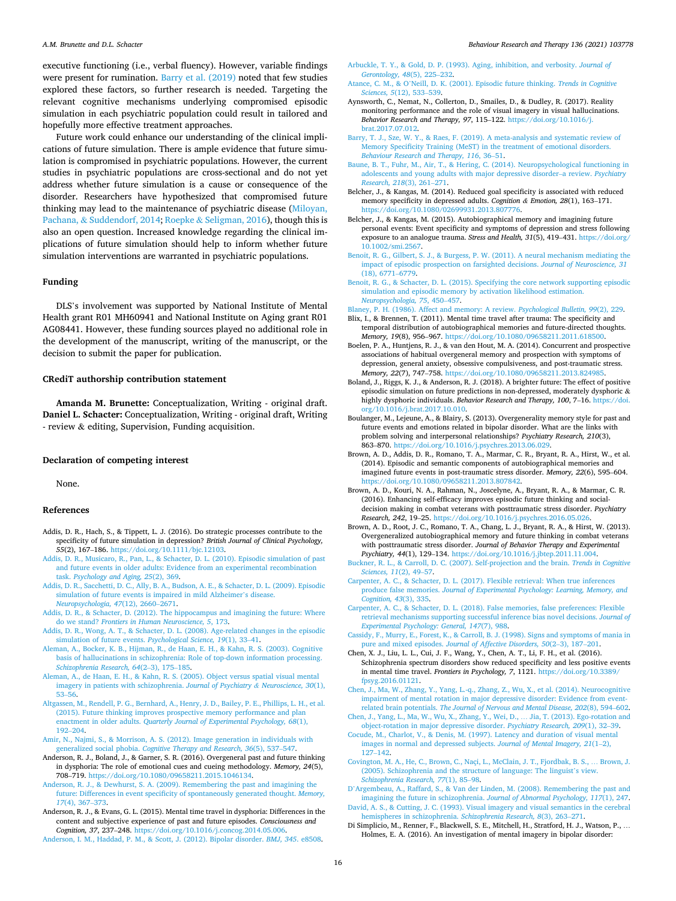executive functioning (i.e., verbal fluency). However, variable findings were present for rumination. Barry et al. (2019) noted that few studies explored these factors, so further research is needed. Targeting the relevant cognitive mechanisms underlying compromised episodic simulation in each psychiatric population could result in tailored and hopefully more effective treatment approaches.

Future work could enhance our understanding of the clinical implications of future simulation. There is ample evidence that future simulation is compromised in psychiatric populations. However, the current studies in psychiatric populations are cross-sectional and do not yet address whether future simulation is a cause or consequence of the disorder. Researchers have hypothesized that compromised future thinking may lead to the maintenance of psychiatric disease (Miloyan, Pachana, & Suddendorf, 2014; Roepke & Seligman, 2016), though this is also an open question. Increased knowledge regarding the clinical implications of future simulation should help to inform whether future simulation interventions are warranted in psychiatric populations.

## Funding

DLS's involvement was supported by National Institute of Mental Health grant R01 MH60941 and National Institute on Aging grant R01 AG08441. However, these funding sources played no additional role in the development of the manuscript, writing of the manuscript, or the decision to submit the paper for publication.

## CRediT authorship contribution statement

**Amanda M. Brunette:** Conceptualization, Writing - original draft. **Daniel L. Schacter:** Conceptualization, Writing - original draft, Writing - review & editing, Supervision, Funding acquisition.

## Declaration of competing interest

None.

## References

Addis, D. R., Hach, S., & Tippett, L. J. (2016). Do strategic processes contribute to the specificity of future simulation in depression? *British Journal of Clinical Psychology, 55*(2), 167–186. https://doi.org/10.1111/bjc.12103.

Addis, D. R., Musicaro, R., Pan, L., & Schacter, D. L. (2010). Episodic simulation of past and future events in older adults: Evidence from an experimental recombination task. *Psychology and Aging, 25*(2), 369.

Addis, D. R., Sacchetti, D. C., Ally, B. A., Budson, A. E., & Schacter, D. L. (2009). Episodic simulation of future events is impaired in mild Alzheimer's disease. *Neuropsychologia, 47*(12), 2660–2671.

Addis, D. R., & Schacter, D. (2012). The hippocampus and imagining the future: Where do we stand? *Frontiers in Human Neuroscience, 5*, 173.

Addis, D. R., Wong, A. T., & Schacter, D. L. (2008). Age-related changes in the episodic simulation of future events. *Psychological Science, 19*(1), 33–41.

Aleman, A., Bocker, K. B., Hijman, R., de Haan, E. H., & Kahn, R. S. (2003). Cognitive basis of hallucinations in schizophrenia: Role of top-down information processing. *Schizophrenia Research, 64*(2–3), 175–185.

Aleman, A., de Haan, E. H., & Kahn, R. S. (2005). Object versus spatial visual mental imagery in patients with schizophrenia. *Journal of Psychiatry & Neuroscience, 30*(1), 53–56.

Altgassen, M., Rendell, P. G., Bernhard, A., Henry, J. D., Bailey, P. E., Phillips, L. H., et al. (2015). Future thinking improves prospective memory performance and plan enactment in older adults. *Quarterly Journal of Experimental Psychology, 68*(1), 192–204.

Amir, N., Najmi, S., & Morrison, A. S. (2012). Image generation in individuals with generalized social phobia. *Cognitive Therapy and Research, 36*(5), 537–547.

Anderson, R. J., Boland, J., & Garner, S. R. (2016). Overgeneral past and future thinking in dysphoria: The role of emotional cues and cueing methodology. *Memory, 24*(5), 708–719. https://doi.org/10.1080/09658211.2015.1046134.

Anderson, R. J., & Dewhurst, S. A. (2009). Remembering the past and imagining the future: Differences in event specificity of spontaneously generated thought. *Memory, 17*(4), 367–373.

Anderson, R. J., & Evans, G. L. (2015). Mental time travel in dysphoria: Differences in the content and subjective experience of past and future episodes. *Consciousness and Cognition, 37*, 237–248. https://doi.org/10.1016/j.concog.2014.05.006.

Anderson, I. M., Haddad, P. M., & Scott, J. (2012). Bipolar disorder. *BMJ, 345*. e8508.

Arbuckle, T. Y., & Gold, D. P. (1993). Aging, inhibition, and verbosity. *Journal of Gerontology, 48*(5), 225–232.

Atance, C. M., & O'Neill, D. K. (2001). Episodic future thinking. *Trends in Cognitive Sciences, 5*(12), 533–539.

Aynsworth, C., Nemat, N., Collerton, D., Smailes, D., & Dudley, R. (2017). Reality monitoring performance and the role of visual imagery in visual hallucinations. *Behavior Research and Therapy, 97*, 115–122. https://doi.org/10.1016/j.brat.2017.07.012.

Barry, T. J., Sze, W. Y., & Raes, F. (2019). A meta-analysis and systematic review of Memory Specificity Training (MeST) in the treatment of emotional disorders. *Behaviour Research and Therapy, 116*, 36–51.

Baune, B. T., Fuhr, M., Air, T., & Hering, C. (2014). Neuropsychological functioning in adolescents and young adults with major depressive disorder–a review. *Psychiatry Research, 218*(3), 261–271.

Belcher, J., & Kangas, M. (2014). Reduced goal specificity is associated with reduced memory specificity in depressed adults. *Cognition & Emotion, 28*(1), 163–171. https://doi.org/10.1080/02699931.2013.807776.

Belcher, J., & Kangas, M. (2015). Autobiographical memory and imagining future personal events: Event specificity and symptoms of depression and stress following exposure to an analogue trauma. *Stress and Health, 31*(5), 419–431. https://doi.org/10.1002/smi.2567.

Benoit, R. G., Gilbert, S. J., & Burgess, P. W. (2011). A neural mechanism mediating the impact of episodic prospection on farsighted decisions. *Journal of Neuroscience, 31*(18), 6771–6779.

Benoit, R. G., & Schacter, D. L. (2015). Specifying the core network supporting episodic simulation and episodic memory by activation likelihood estimation. *Neuropsychologia, 75*, 450–457.

Blaney, P. H. (1986). Affect and memory: A review. *Psychological Bulletin, 99*(2), 229.

Blix, I., & Brennen, T. (2011). Mental time travel after trauma: The specificity and temporal distribution of autobiographical memories and future-directed thoughts. *Memory, 19*(8), 956–967. https://doi.org/10.1080/09658211.2011.618500.

Boelen, P. A., Huntjens, R. J., & van den Hout, M. A. (2014). Concurrent and prospective associations of habitual overgeneral memory and prospection with symptoms of depression, general anxiety, obsessive compulsiveness, and post-traumatic stress. *Memory, 22*(7), 747–758. https://doi.org/10.1080/09658211.2013.824985.

Boland, J., Riggs, K. J., & Anderson, R. J. (2018). A brighter future: The effect of positive episodic simulation on future predictions in non-depressed, moderately dysphoric & highly dysphoric individuals. *Behaviour Research and Therapy, 100*, 7–16. https://doi.org/10.1016/j.brat.2017.10.010.

Boulanger, M., Lejeune, A., & Blairy, S. (2013). Overgenerality memory style for past and future events and emotions related in bipolar disorder. What are the links with problem solving and interpersonal relationships? *Psychiatry Research, 210*(3), 863–870. https://doi.org/10.1016/j.psychres.2013.06.029.

Brown, A. D., Addis, D. R., Romano, T. A., Marmar, C. R., Bryant, R. A., Hirst, W., et al. (2014). Episodic and semantic components of autobiographical memories and imagined future events in post-traumatic stress disorder. *Memory, 22*(6), 595–604. https://doi.org/10.1080/09658211.2013.807842.

Brown, A. D., Kouri, N. A., Rahman, N., Joscelyne, A., Bryant, R. A., & Marmar, C. R. (2016). Enhancing self-efficacy improves episodic future thinking and social-decision making in combat veterans with posttraumatic stress disorder. *Psychiatry Research, 242*, 19–25. https://doi.org/10.1016/j.psychres.2016.05.026.

Brown, A. D., Root, J. C., Romano, T. A., Chang, L. J., Bryant, R. A., & Hirst, W. (2013). Overgeneralized autobiographical memory and future thinking in combat veterans with posttraumatic stress disorder. *Journal of Behavior Therapy and Experimental Psychiatry, 44*(1), 129–134. https://doi.org/10.1016/j.jbtep.2011.11.004.

Buckner, R. L., & Carroll, D. C. (2007). Self-projection and the brain. *Trends in Cognitive Sciences, 11*(2), 49–57.

Carpenter, A. C., & Schacter, D. L. (2017). Flexible retrieval: When true inferences produce false memories. *Journal of Experimental Psychology: Learning, Memory, and Cognition, 43*(3), 335.

Carpenter, A. C., & Schacter, D. L. (2018). False memories, false preferences: Flexible retrieval mechanisms supporting successful inference bias novel decisions. *Journal of Experimental Psychology: General, 147*(7), 988.

Cassidy, F., Murry, E., Forest, K., & Carroll, B. J. (1998). Signs and symptoms of mania in pure and mixed episodes. *Journal of Affective Disorders, 50*(2–3), 187–201.

Chen, X. J., Liu, L. L., Cui, J. F., Wang, Y., Chen, A. T., Li, F. H., et al. (2016). Schizophrenia spectrum disorders show reduced specificity and less positive events in mental time travel. *Frontiers in Psychology, 7*, 1121. https://doi.org/10.3389/fpsyg.2016.01121.

Chen, J., Ma, W., Zhang, Y., Yang, L.-q., Zhang, Z., Wu, X., et al. (2014). Neurocognitive impairment of mental rotation in major depressive disorder: Evidence from event-related brain potentials. *The Journal of Nervous and Mental Disease, 202*(8), 594–602.

Chen, J., Yang, L., Ma, W., Wu, X., Zhang, Y., Wei, D., … Jia, T. (2013). Ego-rotation and object-rotation in major depressive disorder. *Psychiatry Research, 209*(1), 32–39.

Cocude, M., Charlot, V., & Denis, M. (1997). Latency and duration of visual mental images in normal and depressed subjects. *Journal of Mental Imagery, 21*(1–2), 127–142.

Covington, M. A., He, C., Brown, C., Naçi, L., McClain, J. T., Fjordbak, B. S., … Brown, J. (2005). Schizophrenia and the structure of language: The linguist's view. *Schizophrenia Research, 77*(1), 85–98.

D'Argembeau, A., Raffard, S., & Van der Linden, M. (2008). Remembering the past and imagining the future in schizophrenia. *Journal of Abnormal Psychology, 117*(1), 247.

David, A. S., & Cutting, J. C. (1993). Visual imagery and visual semantics in the cerebral hemispheres in schizophrenia. *Schizophrenia Research, 8*(3), 263–271.

Di Simplicio, M., Renner, F., Blackwell, S. E., Mitchell, H., Stratford, H. J., Watson, P., … Holmes, E. A. (2016). An investigation of mental imagery in bipolar disorder: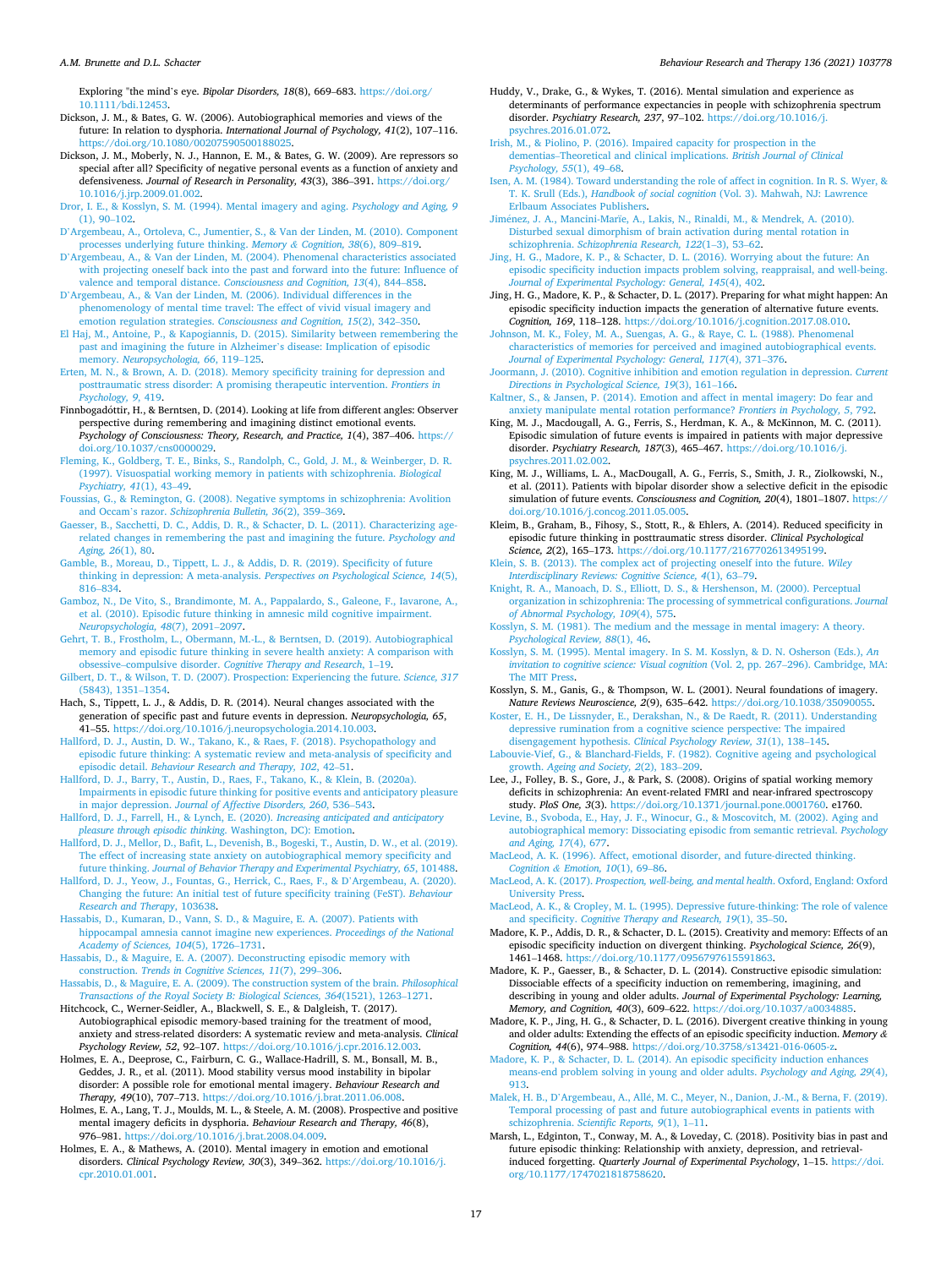Exploring "the mind's eye. *Bipolar Disorders, 18*(8), 669–683. https://doi.org/10.1111/bdi.12453.

Dickson, J. M., & Bates, G. W. (2006). Autobiographical memories and views of the future: In relation to dysphoria. *International Journal of Psychology, 41*(2), 107–116. https://doi.org/10.1080/00207590500188025.

Dickson, J. M., Moberly, N. J., Hannon, E. M., & Bates, G. W. (2009). Are repressors so special after all? Specificity of negative personal events as a function of anxiety and defensiveness. *Journal of Research in Personality, 43*(3), 386–391. https://doi.org/10.1016/j.jrp.2009.01.002.

Dror, I. E., & Kosslyn, S. M. (1994). Mental imagery and aging. *Psychology and Aging, 9*(1), 90–102.

D'Argembeau, A., Ortoleva, C., Jumentier, S., & Van der Linden, M. (2010). Component processes underlying future thinking. *Memory & Cognition, 38*(6), 809–819.

D'Argembeau, A., & Van der Linden, M. (2004). Phenomenal characteristics associated with projecting oneself back into the past and forward into the future: Influence of valence and temporal distance. *Consciousness and Cognition, 13*(4), 844–858.

D'Argembeau, A., & Van der Linden, M. (2006). Individual differences in the phenomenology of mental time travel: The effect of vivid visual imagery and emotion regulation strategies. *Consciousness and Cognition, 15*(2), 342–350.

El Haj, M., Antoine, P., & Kapogiannis, D. (2015). Similarity between remembering the past and imagining the future in Alzheimer's disease: Implication of episodic memory. *Neuropsychologia, 66*, 119–125.

Erten, M. N., & Brown, A. D. (2018). Memory specificity training for depression and posttraumatic stress disorder: A promising therapeutic intervention. *Frontiers in Psychology, 9*, 419.

Finnbogadóttir, H., & Berntsen, D. (2014). Looking at life from different angles: Observer perspective during remembering and imagining distinct emotional events. *Psychology of Consciousness: Theory, Research, and Practice, 1*(4), 387–406. https://doi.org/10.1037/cns0000029.

Fleming, K., Goldberg, T. E., Binks, S., Randolph, C., Gold, J. M., & Weinberger, D. R. (1997). Visuospatial working memory in patients with schizophrenia. *Biological Psychiatry, 41*(1), 43–49.

Foussias, G., & Remington, G. (2008). Negative symptoms in schizophrenia: Avolition and Occam's razor. *Schizophrenia Bulletin, 36*(2), 359–369.

Gaesser, B., Sacchetti, D. C., Addis, D. R., & Schacter, D. L. (2011). Characterizing age-related changes in remembering the past and imagining the future. *Psychology and Aging, 26*(1), 80.

Gamble, B., Moreau, D., Tippett, L. J., & Addis, D. R. (2019). Specificity of future thinking in depression: A meta-analysis. *Perspectives on Psychological Science, 14*(5), 816–834.

Gamboz, N., De Vito, S., Brandimonte, M. A., Pappalardo, S., Galeone, F., Iavarone, A., et al. (2010). Episodic future thinking in amnesic mild cognitive impairment. *Neuropsychologia, 48*(7), 2091–2097.

Gehrt, T. B., Frostholm, L., Obermann, M.-L., & Berntsen, D. (2019). Autobiographical memory and episodic future thinking in severe health anxiety: A comparison with obsessive–compulsive disorder. *Cognitive Therapy and Research*, 1–19.

Gilbert, D. T., & Wilson, T. D. (2007). Prospection: Experiencing the future. *Science, 317*(5843), 1351–1354.

Hach, S., Tippett, L. J., & Addis, D. R. (2014). Neural changes associated with the generation of specific past and future events in depression. *Neuropsychologia, 65*, 41–55. https://doi.org/10.1016/j.neuropsychologia.2014.10.003.

Hallford, D. J., Austin, D. W., Takano, K., & Raes, F. (2018). Psychopathology and episodic future thinking: A systematic review and meta-analysis of specificity and episodic detail. *Behaviour Research and Therapy, 102*, 42–51.

Hallford, D. J., Barry, T., Austin, D., Raes, F., Takano, K., & Klein, B. (2020a). Impairments in episodic future thinking for positive events and anticipatory pleasure in major depression. *Journal of Affective Disorders, 260*, 536–543.

Hallford, D. J., Farrell, H., & Lynch, E. (2020). *Increasing anticipated and anticipatory pleasure through episodic thinking.* Washington, DC): Emotion.

Hallford, D. J., Mellor, D., Bafit, L., Devenish, B., Bogeski, T., Austin, D. W., et al. (2019). The effect of increasing state anxiety on autobiographical memory specificity and future thinking. *Journal of Behavior Therapy and Experimental Psychiatry, 65*, 101488.

Hallford, D. J., Yeow, J., Fountas, G., Herrick, C., Raes, F., & D'Argembeau, A. (2020). Changing the future: An initial test of future specificity training (FeST). *Behaviour Research and Therapy*, 103638.

Hassabis, D., Kumaran, D., Vann, S. D., & Maguire, E. A. (2007). Patients with hippocampal amnesia cannot imagine new experiences. *Proceedings of the National Academy of Sciences, 104*(5), 1726–1731.

Hassabis, D., & Maguire, E. A. (2007). Deconstructing episodic memory with construction. *Trends in Cognitive Sciences, 11*(7), 299–306.

Hassabis, D., & Maguire, E. A. (2009). The construction system of the brain. *Philosophical Transactions of the Royal Society B: Biological Sciences, 364*(1521), 1263–1271.

Hitchcock, C., Werner-Seidler, A., Blackwell, S. E., & Dalgleish, T. (2017). Autobiographical episodic memory-based training for the treatment of mood, anxiety and stress-related disorders: A systematic review and meta-analysis. *Clinical Psychology Review, 52*, 92–107. https://doi.org/10.1016/j.cpr.2016.12.003.

Holmes, E. A., Deeprose, C., Fairburn, C. G., Wallace-Hadrill, S. M., Bonsall, M. B., Geddes, J. R., et al. (2011). Mood stability versus mood instability in bipolar disorder: A possible role for emotional mental imagery. *Behaviour Research and Therapy, 49*(10), 707–713. https://doi.org/10.1016/j.brat.2011.06.008.

Holmes, E. A., Lang, T. J., Moulds, M. L., & Steele, A. M. (2008). Prospective and positive mental imagery deficits in dysphoria. *Behaviour Research and Therapy, 46*(8), 976–981. https://doi.org/10.1016/j.brat.2008.04.009.

Holmes, E. A., & Mathews, A. (2010). Mental imagery in emotion and emotional disorders. *Clinical Psychology Review, 30*(3), 349–362. https://doi.org/10.1016/j.cpr.2010.01.001.

Huddy, V., Drake, G., & Wykes, T. (2016). Mental simulation and experience as determinants of performance expectancies in people with schizophrenia spectrum disorder. *Psychiatry Research, 237*, 97–102. https://doi.org/10.1016/j.psychres.2016.01.072.

Irish, M., & Piolino, P. (2016). Impaired capacity for prospection in the dementias–Theoretical and clinical implications. *British Journal of Clinical Psychology, 55*(1), 49–68.

Isen, A. M. (1984). Toward understanding the role of affect in cognition. In R. S. Wyer, & T. K. Srull (Eds.), *Handbook of social cognition* (Vol. 3). Mahwah, NJ: Lawrence Erlbaum Associates Publishers.

Jiménez, J. A., Mancini-Marïe, A., Lakis, N., Rinaldi, M., & Mendrek, A. (2010). Disturbed sexual dimorphism of brain activation during mental rotation in schizophrenia. *Schizophrenia Research, 122*(1–3), 53–62.

Jing, H. G., Madore, K. P., & Schacter, D. L. (2016). Worrying about the future: An episodic specificity induction impacts problem solving, reappraisal, and well-being. *Journal of Experimental Psychology: General, 145*(4), 402.

Jing, H. G., Madore, K. P., & Schacter, D. L. (2017). Preparing for what might happen: An episodic specificity induction impacts the generation of alternative future events. *Cognition, 169*, 118–128. https://doi.org/10.1016/j.cognition.2017.08.010.

Johnson, M. K., Foley, M. A., Suengas, A. G., & Raye, C. L. (1988). Phenomenal characteristics of memories for perceived and imagined autobiographical events. *Journal of Experimental Psychology: General, 117*(4), 371–376.

Joormann, J. (2010). Cognitive inhibition and emotion regulation in depression. *Current Directions in Psychological Science, 19*(3), 161–166.

Kaltner, S., & Jansen, P. (2014). Emotion and affect in mental imagery: Do fear and anxiety manipulate mental rotation performance? *Frontiers in Psychology, 5*, 792.

King, M. J., Macdougall, A. G., Ferris, S., Herdman, K. A., & McKinnon, M. C. (2011). Episodic simulation of future events is impaired in patients with major depressive disorder. *Psychiatry Research, 187*(3), 465–467. https://doi.org/10.1016/j.psychres.2011.02.002.

King, M. J., Williams, L. A., MacDougall, A. G., Ferris, S., Smith, J. R., Ziolkowski, N., et al. (2011). Patients with bipolar disorder show a selective deficit in the episodic simulation of future events. *Consciousness and Cognition, 20*(4), 1801–1807. https://doi.org/10.1016/j.concog.2011.05.005.

Kleim, B., Graham, B., Fihosy, S., Stott, R., & Ehlers, A. (2014). Reduced specificity in episodic future thinking in posttraumatic stress disorder. *Clinical Psychological Science, 2*(2), 165–173. https://doi.org/10.1177/2167702613495199.

Klein, S. B. (2013). The complex act of projecting oneself into the future. *Wiley Interdisciplinary Reviews: Cognitive Science, 4*(1), 63–79.

Knight, R. A., Manoach, D. S., Elliott, D. S., & Hershenson, M. (2000). Perceptual organization in schizophrenia: The processing of symmetrical configurations. *Journal of Abnormal Psychology, 109*(4), 575.

Kosslyn, S. M. (1981). The medium and the message in mental imagery: A theory. *Psychological Review, 88*(1), 46.

Kosslyn, S. M. (1995). Mental imagery. In S. M. Kosslyn, & D. N. Osherson (Eds.), *An invitation to cognitive science: Visual cognition* (Vol. 2, pp. 267–296). Cambridge, MA: The MIT Press.

Kosslyn, S. M., Ganis, G., & Thompson, W. L. (2001). Neural foundations of imagery. *Nature Reviews Neuroscience, 2*(9), 635–642. https://doi.org/10.1038/35090055.

Koster, E. H., De Lissnyder, E., Derakshan, N., & De Raedt, R. (2011). Understanding depressive rumination from a cognitive science perspective: The impaired disengagement hypothesis. *Clinical Psychology Review, 31*(1), 138–145.

Labouvie-Vief, G., & Blanchard-Fields, F. (1982). Cognitive ageing and psychological growth. *Ageing and Society, 2*(2), 183–209.

Lee, J., Folley, B. S., Gore, J., & Park, S. (2008). Origins of spatial working memory deficits in schizophrenia: An event-related FMRI and near-infrared spectroscopy study. *PloS One, 3*(3). https://doi.org/10.1371/journal.pone.0001760. e1760.

Levine, B., Svoboda, E., Hay, J. F., Winocur, G., & Moscovitch, M. (2002). Aging and autobiographical memory: Dissociating episodic from semantic retrieval. *Psychology and Aging, 17*(4), 677.

MacLeod, A. K. (1996). Affect, emotional disorder, and future-directed thinking. *Cognition & Emotion, 10*(1), 69–86.

MacLeod, A. K. (2017). *Prospection, well-being, and mental health.* Oxford, England: Oxford University Press.

MacLeod, A. K., & Cropley, M. L. (1995). Depressive future-thinking: The role of valence and specificity. *Cognitive Therapy and Research, 19*(1), 35–50.

Madore, K. P., Addis, D. R., & Schacter, D. L. (2015). Creativity and memory: Effects of an episodic specificity induction on divergent thinking. *Psychological Science, 26*(9), 1461–1468. https://doi.org/10.1177/0956797615591863.

Madore, K. P., Gaesser, B., & Schacter, D. L. (2014). Constructive episodic simulation: Dissociable effects of a specificity induction on remembering, imagining, and describing in young and older adults. *Journal of Experimental Psychology: Learning, Memory, and Cognition, 40*(3), 609–622. https://doi.org/10.1037/a0034885.

Madore, K. P., Jing, H. G., & Schacter, D. L. (2016). Divergent creative thinking in young and older adults: Extending the effects of an episodic specificity induction. *Memory & Cognition, 44*(6), 974–988. https://doi.org/10.3758/s13421-016-0605-z.

Madore, K. P., & Schacter, D. L. (2014). An episodic specificity induction enhances means-end problem solving in young and older adults. *Psychology and Aging, 29*(4), 913.

Malek, H. B., D'Argembeau, A., Allé, M. C., Meyer, N., Danion, J.-M., & Berna, F. (2019). Temporal processing of past and future autobiographical events in patients with schizophrenia. *Scientific Reports, 9*(1), 1–11.

Marsh, L., Edginton, T., Conway, M. A., & Loveday, C. (2018). Positivity bias in past and future episodic thinking: Relationship with anxiety, depression, and retrieval-induced forgetting. *Quarterly Journal of Experimental Psychology*, 1–15. https://doi.org/10.1177/1747021818758620.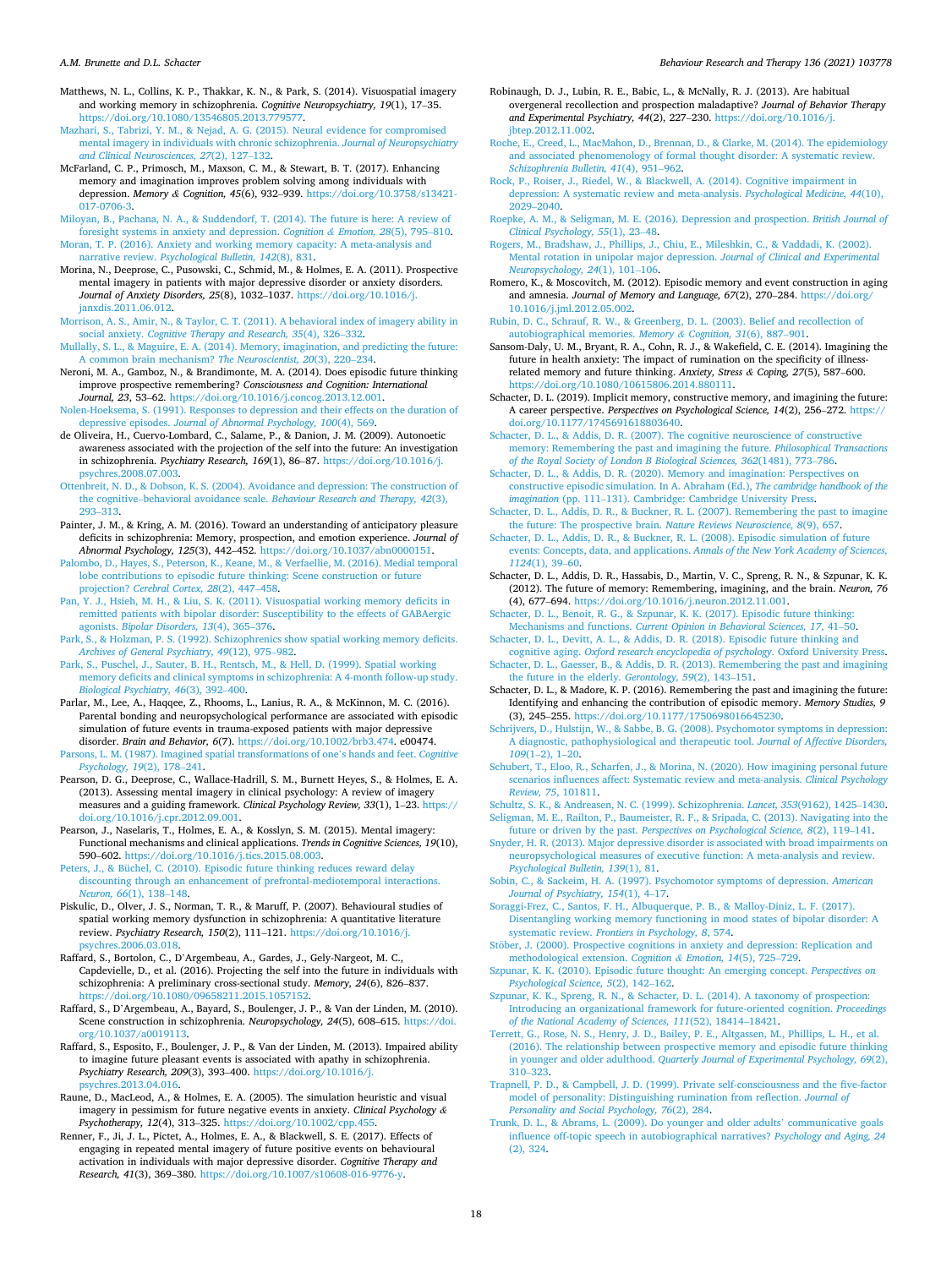Matthews, N. L., Collins, K. P., Thakkar, K. N., & Park, S. (2014). Visuospatial imagery and working memory in schizophrenia. *Cognitive Neuropsychiatry, 19*(1), 17–35. https://doi.org/10.1080/13546805.2013.779577.

Mazhari, S., Tabrizi, Y. M., & Nejad, A. G. (2015). Neural evidence for compromised mental imagery in individuals with chronic schizophrenia. *Journal of Neuropsychiatry and Clinical Neurosciences, 27*(2), 127–132.

McFarland, C. P., Primosch, M., Maxson, C. M., & Stewart, B. T. (2017). Enhancing memory and imagination improves problem solving among individuals with depression. *Memory & Cognition, 45*(6), 932–939. https://doi.org/10.3758/s13421-017-0706-3.

Miloyan, B., Pachana, N. A., & Suddendorf, T. (2014). The future is here: A review of foresight systems in anxiety and depression. *Cognition & Emotion, 28*(5), 795–810.

Moran, T. P. (2016). Anxiety and working memory capacity: A meta-analysis and narrative review. *Psychological Bulletin, 142*(8), 831.

Morina, N., Deeprose, C., Pusowski, C., Schmid, M., & Holmes, E. A. (2011). Prospective mental imagery in patients with major depressive disorder or anxiety disorders. *Journal of Anxiety Disorders, 25*(8), 1032–1037. https://doi.org/10.1016/j.janxdis.2011.06.012.

Morrison, A. S., Amir, N., & Taylor, C. T. (2011). A behavioral index of imagery ability in social anxiety. *Cognitive Therapy and Research, 35*(4), 326–332.

Mullally, S. L., & Maguire, E. A. (2014). Memory, imagination, and predicting the future: A common brain mechanism? *The Neuroscientist, 20*(3), 220–234.

Neroni, M. A., Gamboz, N., & Brandimonte, M. A. (2014). Does episodic future thinking improve prospective remembering? *Consciousness and Cognition: International Journal, 23*, 53–62. https://doi.org/10.1016/j.concog.2013.12.001.

Nolen-Hoeksema, S. (1991). Responses to depression and their effects on the duration of depressive episodes. *Journal of Abnormal Psychology, 100*(4), 569.

de Oliveira, H., Cuervo-Lombard, C., Salame, P., & Danion, J. M. (2009). Autonoetic awareness associated with the projection of the self into the future: An investigation in schizophrenia. *Psychiatry Research, 169*(1), 86–87. https://doi.org/10.1016/j.psychres.2008.07.003.

Ottenbreit, N. D., & Dobson, K. S. (2004). Avoidance and depression: The construction of the cognitive–behavioral avoidance scale. *Behaviour Research and Therapy, 42*(3), 293–313.

Painter, J. M., & Kring, A. M. (2016). Toward an understanding of anticipatory pleasure deficits in schizophrenia: Memory, prospection, and emotion experience. *Journal of Abnormal Psychology, 125*(3), 442–452. https://doi.org/10.1037/abn0000151.

Palombo, D. J., Hayes, S. M., Peterson, K. M., Keane, M. M., & Verfaellie, M. (2016). Medial temporal lobe contributions to episodic future thinking: Scene construction or future projection? *Cerebral Cortex, 28*(2), 447–458.

Pan, Y. J., Hsieh, M. H., & Liu, S. K. (2011). Visuospatial working memory deficits in remitted patients with bipolar disorder: Susceptibility to the effects of GABAergic agonists. *Bipolar Disorders, 13*(4), 365–376.

Park, S., & Holzman, P. S. (1992). Schizophrenics show spatial working memory deficits. *Archives of General Psychiatry, 49*(12), 975–982.

Park, S., Puschel, J., Sauter, B. H., Rentsch, M., & Hell, D. (1999). Spatial working memory deficits and clinical symptoms in schizophrenia: A 4-month follow-up study. *Biological Psychiatry, 46*(3), 392–400.

Parlar, M., Lee, A., Haqqee, Z., Rhooms, L., Lanius, R. A., & McKinnon, M. C. (2016). Parental bonding and neuropsychological performance are associated with episodic simulation of future events in trauma-exposed patients with major depressive disorder. *Brain and Behavior, 6*(7). https://doi.org/10.1002/brb3.474. e00474.

Parsons, L. M. (1987). Imagined spatial transformations of one's hands and feet. *Cognitive Psychology, 19*(2), 178–241.

Pearson, D. G., Deeprose, C., Wallace-Hadrill, S. M., Burnett Heyes, S., & Holmes, E. A. (2013). Assessing mental imagery in clinical psychology: A review of imagery measures and a guiding framework. *Clinical Psychology Review, 33*(1), 1–23. https://doi.org/10.1016/j.cpr.2012.09.001.

Pearson, J., Naselaris, T., Holmes, E. A., & Kosslyn, S. M. (2015). Mental imagery: Functional mechanisms and clinical applications. *Trends in Cognitive Sciences, 19*(10), 590–602. https://doi.org/10.1016/j.tics.2015.08.003.

Peters, J., & Büchel, C. (2010). Episodic future thinking reduces reward delay discounting through an enhancement of prefrontal-mediotemporal interactions. *Neuron, 66*(1), 138–148.

Piskulic, D., Olver, J. S., Norman, T. R., & Maruff, P. (2007). Behavioural studies of spatial working memory dysfunction in schizophrenia: A quantitative literature review. *Psychiatry Research, 150*(2), 111–121. https://doi.org/10.1016/j.psychres.2006.03.018.

Raffard, S., Bortolon, C., D'Argembeau, A., Gardes, J., Gely-Nargeot, M. C., Capdevielle, D., et al. (2016). Projecting the self into the future in individuals with schizophrenia: A preliminary cross-sectional study. *Memory, 24*(6), 826–837. https://doi.org/10.1080/09658211.2015.1057152.

Raffard, S., D'Argembeau, A., Bayard, S., Boulenger, J. P., & Van der Linden, M. (2010). Scene construction in schizophrenia. *Neuropsychology, 24*(5), 608–615. https://doi.org/10.1037/a0019113.

Raffard, S., Esposito, F., Boulenger, J. P., & Van der Linden, M. (2013). Impaired ability to imagine future pleasant events is associated with apathy in schizophrenia. *Psychiatry Research, 209*(3), 393–400. https://doi.org/10.1016/j.psychres.2013.04.016.

Raune, D., MacLeod, A., & Holmes, E. A. (2005). The simulation heuristic and visual imagery in pessimism for future negative events in anxiety. *Clinical Psychology & Psychotherapy, 12*(4), 313–325. https://doi.org/10.1002/cpp.455.

Renner, F., Ji, J. L., Pictet, A., Holmes, E. A., & Blackwell, S. E. (2017). Effects of engaging in repeated mental imagery of future positive events on behavioural activation in individuals with major depressive disorder. *Cognitive Therapy and Research, 41*(3), 369–380. https://doi.org/10.1007/s10608-016-9776-y.

Robinaugh, D. J., Lubin, R. E., Babic, L., & McNally, R. J. (2013). Are habitual overgeneral recollection and prospection maladaptive? *Journal of Behavior Therapy and Experimental Psychiatry, 44*(2), 227–230. https://doi.org/10.1016/j.jbtep.2012.11.002.

Roche, E., Creed, L., MacMahon, D., Brennan, D., & Clarke, M. (2014). The epidemiology and associated phenomenology of formal thought disorder: A systematic review. *Schizophrenia Bulletin, 41*(4), 951–962.

Rock, P., Roiser, J., Riedel, W., & Blackwell, A. (2014). Cognitive impairment in depression: A systematic review and meta-analysis. *Psychological Medicine, 44*(10), 2029–2040.

Roepke, A. M., & Seligman, M. E. (2016). Depression and prospection. *British Journal of Clinical Psychology, 55*(1), 23–48.

Rogers, M., Bradshaw, J., Phillips, J., Chiu, E., Mileshkin, C., & Vaddadi, K. (2002). Mental rotation in unipolar major depression. *Journal of Clinical and Experimental Neuropsychology, 24*(1), 101–106.

Romero, K., & Moscovitch, M. (2012). Episodic memory and event construction in aging and amnesia. *Journal of Memory and Language, 67*(2), 270–284. https://doi.org/10.1016/j.jml.2012.05.002.

Rubin, D. C., Schrauf, R. W., & Greenberg, D. L. (2003). Belief and recollection of autobiographical memories. *Memory & Cognition, 31*(6), 887–901.

Sansom-Daly, U. M., Bryant, R. A., Cohn, R. J., & Wakefield, C. E. (2014). Imagining the future in health anxiety: The impact of rumination on the specificity of illness-related memory and future thinking. *Anxiety, Stress & Coping, 27*(5), 587–600. https://doi.org/10.1080/10615806.2014.880111.

Schacter, D. L. (2019). Implicit memory, constructive memory, and imagining the future: A career perspective. *Perspectives on Psychological Science, 14*(2), 256–272. https://doi.org/10.1177/1745691618803640.

Schacter, D. L., & Addis, D. R. (2007). The cognitive neuroscience of constructive memory: Remembering the past and imagining the future. *Philosophical Transactions of the Royal Society of London B Biological Sciences, 362*(1481), 773–786.

Schacter, D. L., & Addis, D. R. (2020). Memory and imagination: Perspectives on constructive episodic simulation. In A. Abraham (Ed.), *The cambridge handbook of the imagination* (pp. 111–131). Cambridge: Cambridge University Press.

Schacter, D. L., Addis, D. R., & Buckner, R. L. (2007). Remembering the past to imagine the future: The prospective brain. *Nature Reviews Neuroscience, 8*(9), 657.

Schacter, D. L., Addis, D. R., & Buckner, R. L. (2008). Episodic simulation of future events: Concepts, data, and applications. *Annals of the New York Academy of Sciences, 1124*(1), 39–60.

Schacter, D. L., Addis, D. R., Hassabis, D., Martin, V. C., Spreng, R. N., & Szpunar, K. K. (2012). The future of memory: Remembering, imagining, and the brain. *Neuron, 76*(4), 677–694. https://doi.org/10.1016/j.neuron.2012.11.001.

Schacter, D. L., Benoit, R. G., & Szpunar, K. K. (2017). Episodic future thinking: Mechanisms and functions. *Current Opinion in Behavioral Sciences, 17*, 41–50.

Schacter, D. L., Devitt, A. L., & Addis, D. R. (2018). Episodic future thinking and cognitive aging. *Oxford research encyclopedia of psychology*. Oxford University Press.

Schacter, D. L., Gaesser, B., & Addis, D. R. (2013). Remembering the past and imagining the future in the elderly. *Gerontology, 59*(2), 143–151.

Schacter, D. L., & Madore, K. P. (2016). Remembering the past and imagining the future: Identifying and enhancing the contribution of episodic memory. *Memory Studies, 9*(3), 245–255. https://doi.org/10.1177/1750698016645230.

Schrijvers, D., Hulstijn, W., & Sabbe, B. G. (2008). Psychomotor symptoms in depression: A diagnostic, pathophysiological and therapeutic tool. *Journal of Affective Disorders, 109*(1–2), 1–20.

Schubert, T., Eloo, R., Scharfen, J., & Morina, N. (2020). How imagining personal future scenarios influences affect: Systematic review and meta-analysis. *Clinical Psychology Review, 75*, 101811.

Schultz, S. K., & Andreasen, N. C. (1999). Schizophrenia. *Lancet, 353*(9162), 1425–1430.

Seligman, M. E., Railton, P., Baumeister, R. F., & Sripada, C. (2013). Navigating into the future or driven by the past. *Perspectives on Psychological Science, 8*(2), 119–141.

Snyder, H. R. (2013). Major depressive disorder is associated with broad impairments on neuropsychological measures of executive function: A meta-analysis and review. *Psychological Bulletin, 139*(1), 81.

Sobin, C., & Sackeim, H. A. (1997). Psychomotor symptoms of depression. *American Journal of Psychiatry, 154*(1), 4–17.

Soraggi-Frez, C., Santos, F. H., Albuquerque, P. B., & Malloy-Diniz, L. F. (2017). Disentangling working memory functioning in mood states of bipolar disorder: A systematic review. *Frontiers in Psychology, 8*, 574.

Stöber, J. (2000). Prospective cognitions in anxiety and depression: Replication and methodological extension. *Cognition & Emotion, 14*(5), 725–729.

Szpunar, K. K. (2010). Episodic future thought: An emerging concept. *Perspectives on Psychological Science, 5*(2), 142–162.

Szpunar, K. K., Spreng, R. N., & Schacter, D. L. (2014). A taxonomy of prospection: Introducing an organizational framework for future-oriented cognition. *Proceedings of the National Academy of Sciences, 111*(52), 18414–18421.

Terrett, G., Rose, N. S., Henry, J. D., Bailey, P. E., Altgassen, M., Phillips, L. H., et al. (2016). The relationship between prospective memory and episodic future thinking in younger and older adulthood. *Quarterly Journal of Experimental Psychology, 69*(2), 310–323.

Trapnell, P. D., & Campbell, J. D. (1999). Private self-consciousness and the five-factor model of personality: Distinguishing rumination from reflection. *Journal of Personality and Social Psychology, 76*(2), 284.

Trunk, D. L., & Abrams, L. (2009). Do younger and older adults' communicative goals influence off-topic speech in autobiographical narratives? *Psychology and Aging, 24*(2), 324.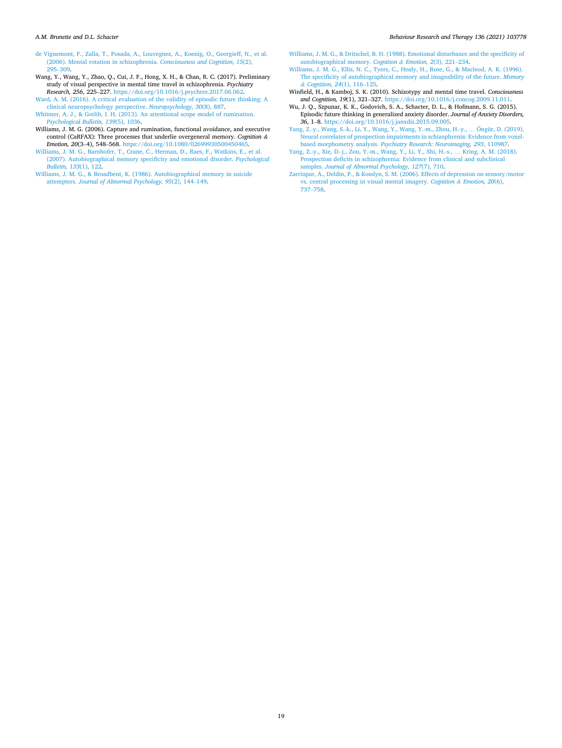de Vignemont, F., Zalla, T., Posada, A., Louvegnez, A., Koenig, O., Georgieff, N., et al. (2006). Mental rotation in schizophrenia. *Consciousness and Cognition, 15*(2), 295–309.

Wang, Y., Wang, Y., Zhao, Q., Cui, J. F., Hong, X. H., & Chan, R. C. (2017). Preliminary study of visual perspective in mental time travel in schizophrenia. *Psychiatry Research, 256*, 225–227. https://doi.org/10.1016/j.psychres.2017.06.062.

Ward, A. M. (2016). A critical evaluation of the validity of episodic future thinking: A clinical neuropsychology perspective. *Neuropsychology, 30*(8), 887.

Whitmer, A. J., & Gotlib, I. H. (2013). An attentional scope model of rumination. *Psychological Bulletin, 139*(5), 1036.

Williams, J. M. G. (2006). Capture and rumination, functional avoidance, and executive control (CaRFAX): Three processes that underlie overgeneral memory. *Cognition & Emotion, 20*(3–4), 548–568. https://doi.org/10.1080/02699930500450465.

Williams, J. M. G., Barnhofer, T., Crane, C., Herman, D., Raes, F., Watkins, E., et al. (2007). Autobiographical memory specificity and emotional disorder. *Psychological Bulletin, 133*(1), 122.

Williams, J. M. G., & Broadbent, K. (1986). Autobiographical memory in suicide attempters. *Journal of Abnormal Psychology, 95*(2), 144–149.

Williams, J. M. G., & Dritschel, B. H. (1988). Emotional disturbance and the specificity of autobiographical memory. *Cognition & Emotion, 2*(3), 221–234.

Williams, J. M. G., Ellis, N. C., Tyers, C., Healy, H., Rose, G., & Macleod, A. K. (1996). The specificity of autobiographical memory and imageability of the future. *Memory & Cognition, 24*(1), 116–125.

Winfield, H., & Kamboj, S. K. (2010). Schizotypy and mental time travel. *Consciousness and Cognition, 19*(1), 321–327. https://doi.org/10.1016/j.concog.2009.11.011.

Wu, J. Q., Szpunar, K. K., Godovich, S. A., Schacter, D. L., & Hofmann, S. G. (2015). Episodic future thinking in generalized anxiety disorder. *Journal of Anxiety Disorders, 36*, 1–8. https://doi.org/10.1016/j.janxdis.2015.09.005.

Yang, Z.-y., Wang, S.-k., Li, Y., Wang, Y., Wang, Y.-m., Zhou, H.-y., … Öngür, D. (2019). Neural correlates of prospection impairments in schizophrenia: Evidence from voxel-based morphometry analysis. *Psychiatry Research: Neuroimaging, 293*, 110987.

Yang, Z.-y., Xie, D.-j., Zou, Y.-m., Wang, Y., Li, Y., Shi, H.-s., … Kring, A. M. (2018). Prospection deficits in schizophrenia: Evidence from clinical and subclinical samples. *Journal of Abnormal Psychology, 127*(7), 710.

Zarrinpar, A., Deldin, P., & Kosslyn, S. M. (2006). Effects of depression on sensory/motor vs. central processing in visual mental imagery. *Cognition & Emotion, 20*(6), 737–758.